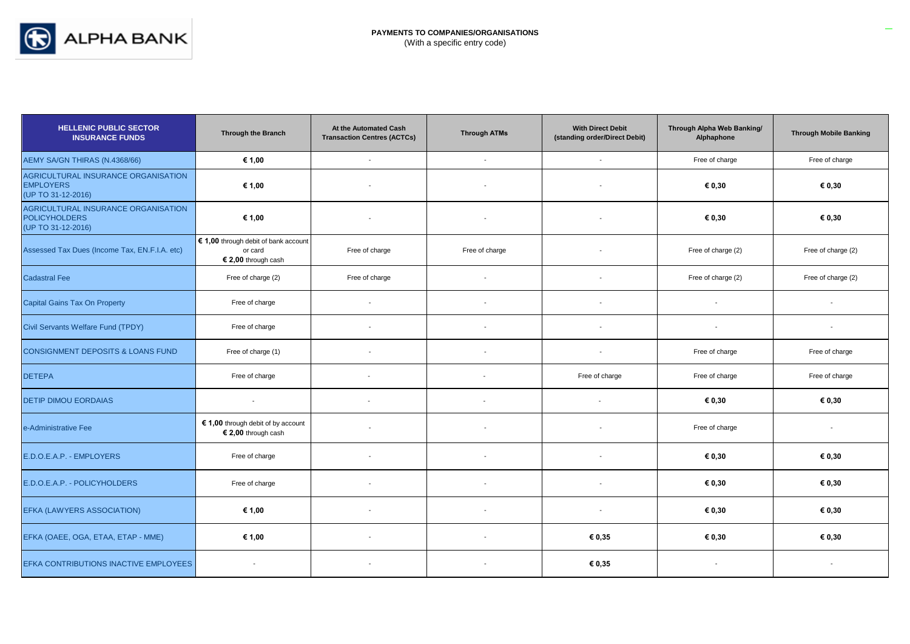**PAYMENTS TO COMPANIES/ORGANISATIONS**
(With a specific entry code)

| HELLENIC PUBLIC SECTOR INSURANCE FUNDS | Through the Branch | At the Automated Cash Transaction Centres (ACTCs) | Through ATMs | With Direct Debit (standing order/Direct Debit) | Through Alpha Web Banking/ Alphaphone | Through Mobile Banking |
|---|---|---|---|---|---|---|
| AEMY SA/GN THIRAS (N.4368/66) | **€ 1,00** | - | - | - | Free of charge | Free of charge |
| AGRICULTURAL INSURANCE ORGANISATION EMPLOYERS (UP TO 31-12-2016) | **€ 1,00** | - | - | - | **€ 0,30** | **€ 0,30** |
| AGRICULTURAL INSURANCE ORGANISATION POLICYHOLDERS (UP TO 31-12-2016) | **€ 1,00** | - | - | - | **€ 0,30** | **€ 0,30** |
| Assessed Tax Dues (Income Tax, EN.F.I.A. etc) | **€ 1,00** through debit of bank account or card **€ 2,00** through cash | Free of charge | Free of charge | - | Free of charge (2) | Free of charge (2) |
| Cadastral Fee | Free of charge (2) | Free of charge | - | - | Free of charge (2) | Free of charge (2) |
| Capital Gains Tax On Property | Free of charge | - | - | - | - | - |
| Civil Servants Welfare Fund (TPDY) | Free of charge | - | - | - | - | - |
| CONSIGNMENT DEPOSITS & LOANS FUND | Free of charge (1) | - | - | - | Free of charge | Free of charge |
| DETEPA | Free of charge | - | - | Free of charge | Free of charge | Free of charge |
| DETIP DIMOU EORDAIAS | - | - | - | - | **€ 0,30** | **€ 0,30** |
| e-Administrative Fee | **€ 1,00** through debit of by account **€ 2,00** through cash | - | - | - | Free of charge | - |
| E.D.O.E.A.P. - EMPLOYERS | Free of charge | - | - | - | **€ 0,30** | **€ 0,30** |
| E.D.O.E.A.P. - POLICYHOLDERS | Free of charge | - | - | - | **€ 0,30** | **€ 0,30** |
| EFKA (LAWYERS ASSOCIATION) | **€ 1,00** | - | - | - | **€ 0,30** | **€ 0,30** |
| EFKA (OAEE, OGA, ETAA, ETAP - MME) | **€ 1,00** | - | - | **€ 0,35** | **€ 0,30** | **€ 0,30** |
| EFKA CONTRIBUTIONS INACTIVE EMPLOYEES | - | - | - | **€ 0,35** | - | - |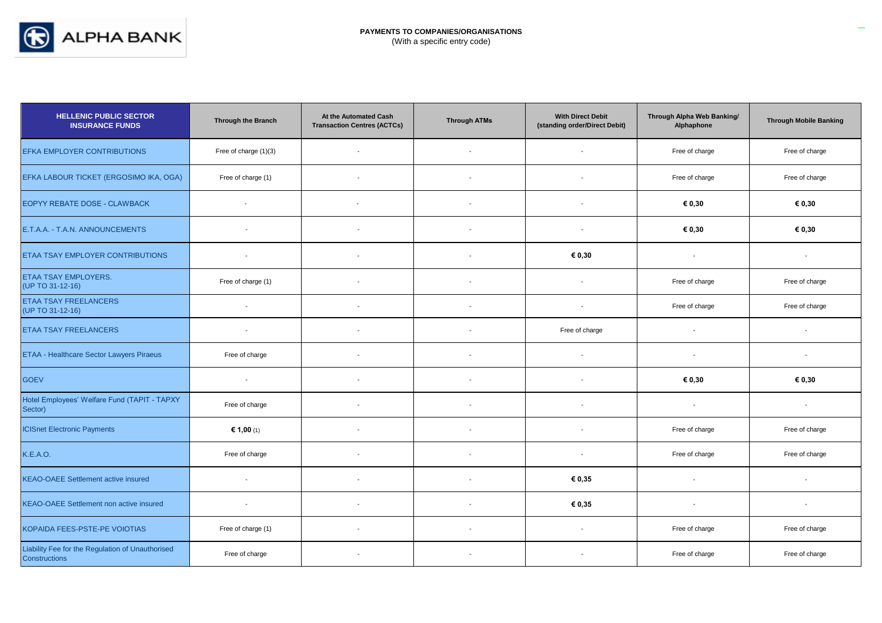**PAYMENTS TO COMPANIES/ORGANISATIONS**
(With a specific entry code)

| HELLENIC PUBLIC SECTOR INSURANCE FUNDS | Through the Branch | At the Automated Cash Transaction Centres (ACTCs) | Through ATMs | With Direct Debit (standing order/Direct Debit) | Through Alpha Web Banking/ Alphaphone | Through Mobile Banking |
|---|---|---|---|---|---|---|
| EFKA EMPLOYER CONTRIBUTIONS | Free of charge (1)(3) | - | - | - | Free of charge | Free of charge |
| EFKA LABOUR TICKET (ERGOSIMO IKA, OGA) | Free of charge (1) | - | - | - | Free of charge | Free of charge |
| EOPYY REBATE DOSE - CLAWBACK | - | - | - | - | **€ 0,30** | **€ 0,30** |
| E.T.A.A. - T.A.N. ANNOUNCEMENTS | - | - | - | - | **€ 0,30** | **€ 0,30** |
| ETAA TSAY EMPLOYER CONTRIBUTIONS | - | - | - | **€ 0,30** | - | - |
| ETAA TSAY EMPLOYERS. (UP TO 31-12-16) | Free of charge (1) | - | - | - | Free of charge | Free of charge |
| ETAA TSAY FREELANCERS (UP TO 31-12-16) | - | - | - | - | Free of charge | Free of charge |
| ETAA TSAY FREELANCERS | - | - | - | Free of charge | - | - |
| ETAA - Healthcare Sector Lawyers Piraeus | Free of charge | - | - | - | - | - |
| GOEV | - | - | - | - | **€ 0,30** | **€ 0,30** |
| Hotel Employees' Welfare Fund (TAPIT - TAPXY Sector) | Free of charge | - | - | - | - | - |
| ICISnet Electronic Payments | **€ 1,00** (1) | - | - | - | Free of charge | Free of charge |
| K.E.A.O. | Free of charge | - | - | - | Free of charge | Free of charge |
| KEAO-OAEE Settlement active insured | - | - | - | **€ 0,35** | - | - |
| KEAO-OAEE Settlement non active insured | - | - | - | **€ 0,35** | - | - |
| KOPAIDA FEES-PSTE-PE VOIOTIAS | Free of charge (1) | - | - | - | Free of charge | Free of charge |
| Liability Fee for the Regulation of Unauthorised Constructions | Free of charge | - | - | - | Free of charge | Free of charge |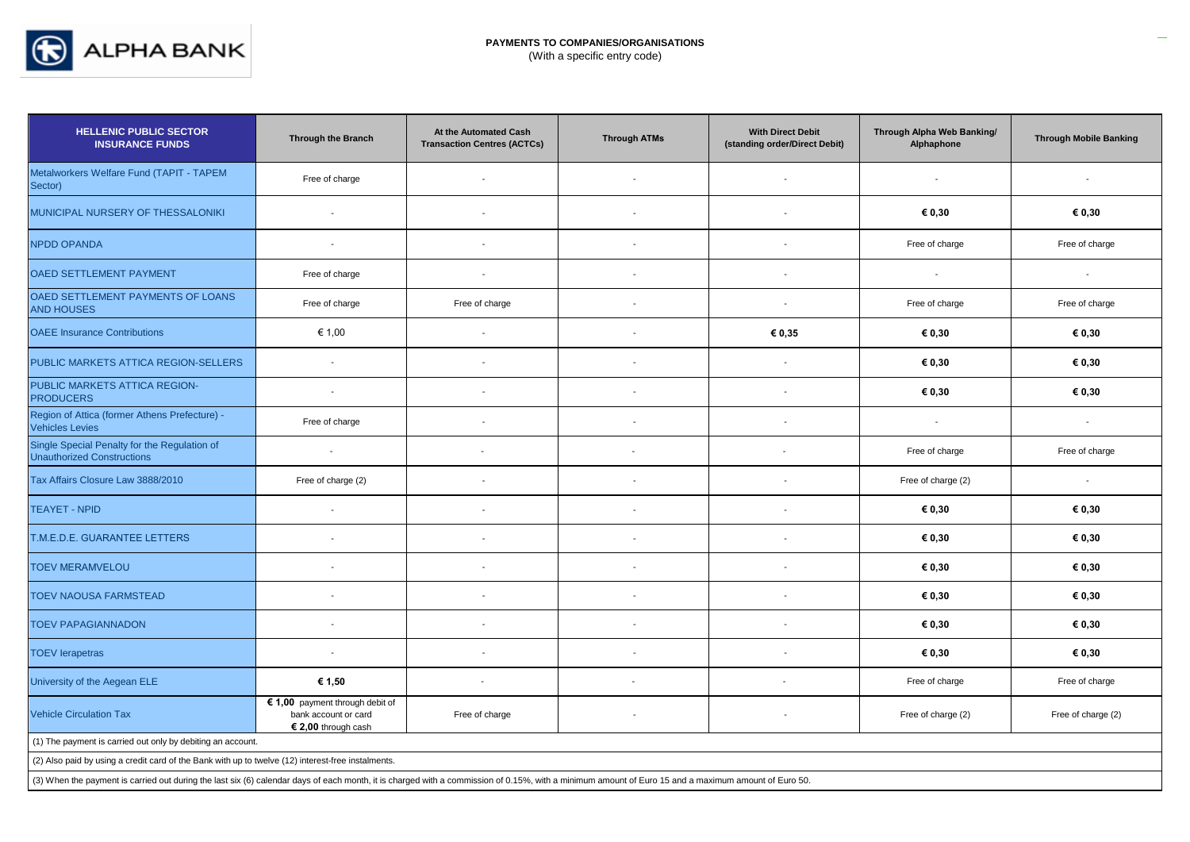**PAYMENTS TO COMPANIES/ORGANISATIONS**
(With a specific entry code)

| HELLENIC PUBLIC SECTOR INSURANCE FUNDS | Through the Branch | At the Automated Cash Transaction Centres (ACTCs) | Through ATMs | With Direct Debit (standing order/Direct Debit) | Through Alpha Web Banking/ Alphaphone | Through Mobile Banking |
|---|---|---|---|---|---|---|
| Metalworkers Welfare Fund (TAPIT - TAPEM Sector) | Free of charge | - | - | - | - | - |
| MUNICIPAL NURSERY OF THESSALONIKI | - | - | - | - | **€ 0,30** | **€ 0,30** |
| NPDD OPANDA | - | - | - | - | Free of charge | Free of charge |
| OAED SETTLEMENT PAYMENT | Free of charge | - | - | - | - | - |
| OAED SETTLEMENT PAYMENTS OF LOANS AND HOUSES | Free of charge | Free of charge | - | - | Free of charge | Free of charge |
| OAEE Insurance Contributions | € 1,00 | - | - | **€ 0,35** | **€ 0,30** | **€ 0,30** |
| PUBLIC MARKETS ATTICA REGION-SELLERS | - | - | - | - | **€ 0,30** | **€ 0,30** |
| PUBLIC MARKETS ATTICA REGION-PRODUCERS | - | - | - | - | **€ 0,30** | **€ 0,30** |
| Region of Attica (former Athens Prefecture) - Vehicles Levies | Free of charge | - | - | - | - | - |
| Single Special Penalty for the Regulation of Unauthorized Constructions | - | - | - | - | Free of charge | Free of charge |
| Tax Affairs Closure Law 3888/2010 | Free of charge (2) | - | - | - | Free of charge (2) | - |
| TEAYET - NPID | - | - | - | - | **€ 0,30** | **€ 0,30** |
| T.M.E.D.E. GUARANTEE LETTERS | - | - | - | - | **€ 0,30** | **€ 0,30** |
| TOEV MERAMVELOU | - | - | - | - | **€ 0,30** | **€ 0,30** |
| TOEV NAOUSA FARMSTEAD | - | - | - | - | **€ 0,30** | **€ 0,30** |
| TOEV PAPAGIANNADON | - | - | - | - | **€ 0,30** | **€ 0,30** |
| TOEV Ierapetras | - | - | - | - | **€ 0,30** | **€ 0,30** |
| University of the Aegean ELE | **€ 1,50** | - | - | - | Free of charge | Free of charge |
| Vehicle Circulation Tax | **€ 1,00** payment through debit of bank account or card **€ 2,00** through cash | Free of charge | - | - | Free of charge (2) | Free of charge (2) |

(1) The payment is carried out only by debiting an account.

(2) Also paid by using a credit card of the Bank with up to twelve (12) interest-free instalments.

(3) When the payment is carried out during the last six (6) calendar days of each month, it is charged with a commission of 0.15%, with a minimum amount of Euro 15 and a maximum amount of Euro 50.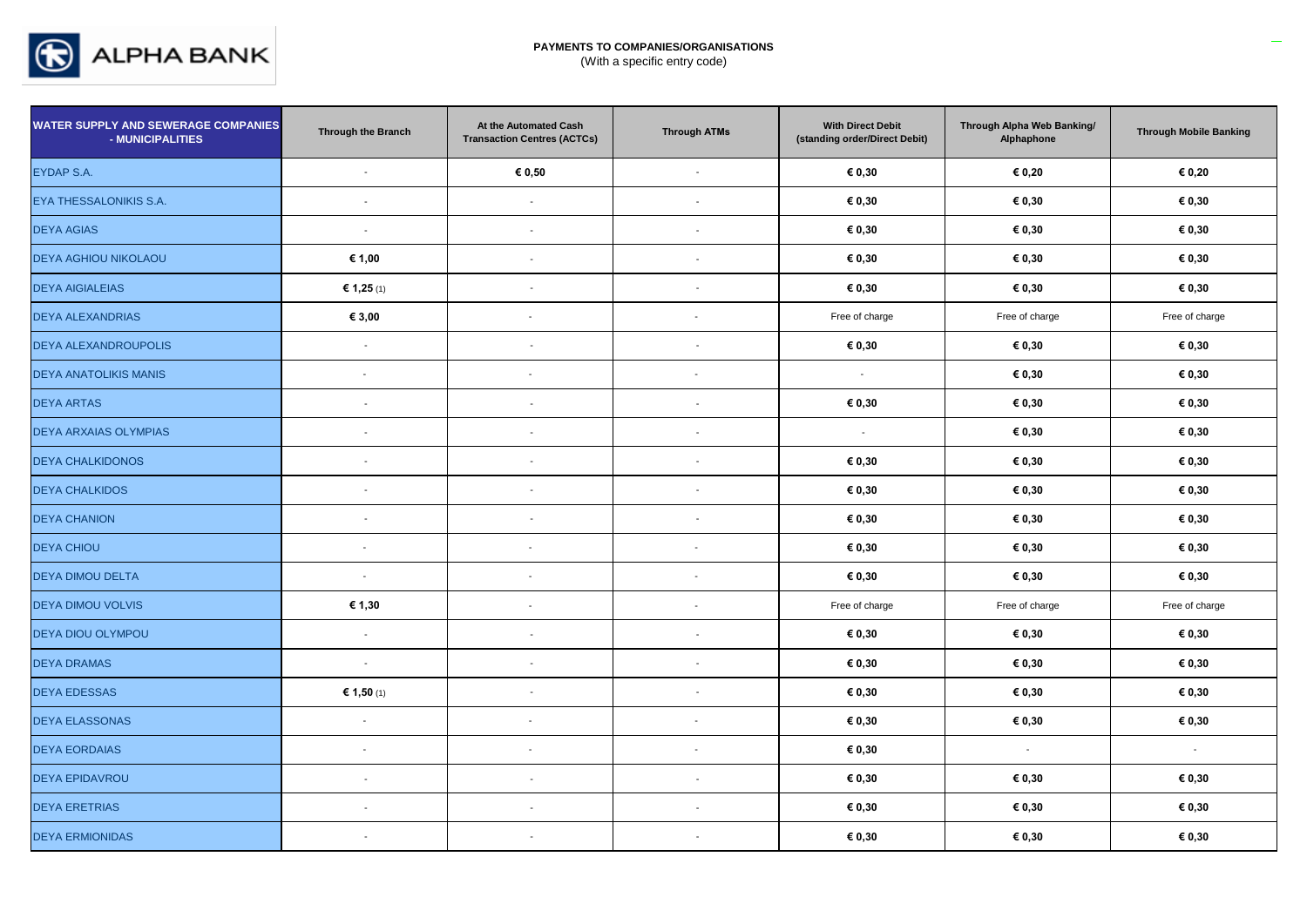**PAYMENTS TO COMPANIES/ORGANISATIONS**
(With a specific entry code)

| WATER SUPPLY AND SEWERAGE COMPANIES - MUNICIPALITIES | Through the Branch | At the Automated Cash Transaction Centres (ACTCs) | Through ATMs | With Direct Debit (standing order/Direct Debit) | Through Alpha Web Banking/ Alphaphone | Through Mobile Banking |
|---|---|---|---|---|---|---|
| EYDAP S.A. | - | € 0,50 | - | € 0,30 | € 0,20 | € 0,20 |
| EYA THESSALONIKIS S.A. | - | - | - | € 0,30 | € 0,30 | € 0,30 |
| DEYA AGIAS | - | - | - | € 0,30 | € 0,30 | € 0,30 |
| DEYA AGHIOU NIKOLAOU | € 1,00 | - | - | € 0,30 | € 0,30 | € 0,30 |
| DEYA AIGIALEIAS | € 1,25 (1) | - | - | € 0,30 | € 0,30 | € 0,30 |
| DEYA ALEXANDRIAS | € 3,00 | - | - | Free of charge | Free of charge | Free of charge |
| DEYA ALEXANDROUPOLIS | - | - | - | € 0,30 | € 0,30 | € 0,30 |
| DEYA ANATOLIKIS MANIS | - | - | - | - | € 0,30 | € 0,30 |
| DEYA ARTAS | - | - | - | € 0,30 | € 0,30 | € 0,30 |
| DEYA ARXAIAS OLYMPIAS | - | - | - | - | € 0,30 | € 0,30 |
| DEYA CHALKIDONOS | - | - | - | € 0,30 | € 0,30 | € 0,30 |
| DEYA CHALKIDOS | - | - | - | € 0,30 | € 0,30 | € 0,30 |
| DEYA CHANION | - | - | - | € 0,30 | € 0,30 | € 0,30 |
| DEYA CHIOU | - | - | - | € 0,30 | € 0,30 | € 0,30 |
| DEYA DIMOU DELTA | - | - | - | € 0,30 | € 0,30 | € 0,30 |
| DEYA DIMOU VOLVIS | € 1,30 | - | - | Free of charge | Free of charge | Free of charge |
| DEYA DIOU OLYMPOU | - | - | - | € 0,30 | € 0,30 | € 0,30 |
| DEYA DRAMAS | - | - | - | € 0,30 | € 0,30 | € 0,30 |
| DEYA EDESSAS | € 1,50 (1) | - | - | € 0,30 | € 0,30 | € 0,30 |
| DEYA ELASSONAS | - | - | - | € 0,30 | € 0,30 | € 0,30 |
| DEYA EORDAIAS | - | - | - | € 0,30 | - | - |
| DEYA EPIDAVROU | - | - | - | € 0,30 | € 0,30 | € 0,30 |
| DEYA ERETRIAS | - | - | - | € 0,30 | € 0,30 | € 0,30 |
| DEYA ERMIONIDAS | - | - | - | € 0,30 | € 0,30 | € 0,30 |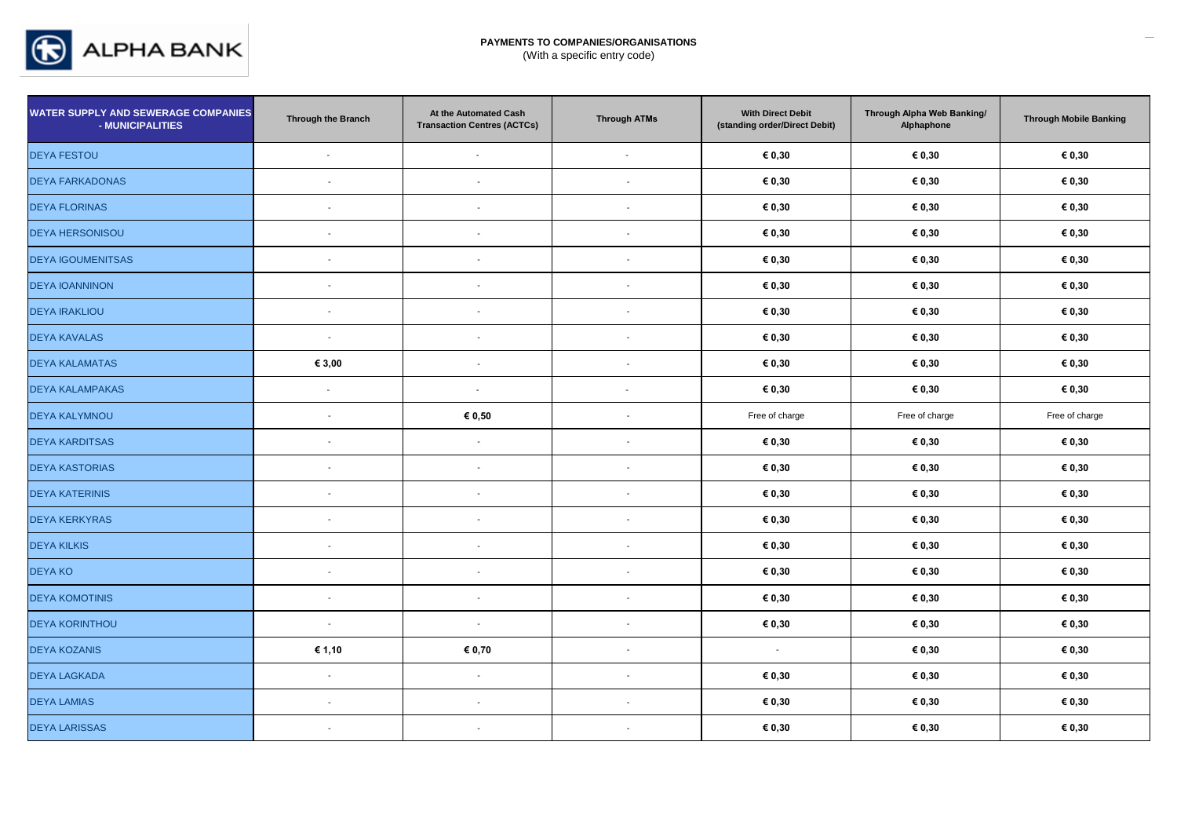**PAYMENTS TO COMPANIES/ORGANISATIONS**
(With a specific entry code)

| WATER SUPPLY AND SEWERAGE COMPANIES - MUNICIPALITIES | Through the Branch | At the Automated Cash Transaction Centres (ACTCs) | Through ATMs | With Direct Debit (standing order/Direct Debit) | Through Alpha Web Banking/ Alphaphone | Through Mobile Banking |
|---|---|---|---|---|---|---|
| DEYA FESTOU | - | - | - | € 0,30 | € 0,30 | € 0,30 |
| DEYA FARKADONAS | - | - | - | € 0,30 | € 0,30 | € 0,30 |
| DEYA FLORINAS | - | - | - | € 0,30 | € 0,30 | € 0,30 |
| DEYA HERSONISOU | - | - | - | € 0,30 | € 0,30 | € 0,30 |
| DEYA IGOUMENITSAS | - | - | - | € 0,30 | € 0,30 | € 0,30 |
| DEYA IOANNINON | - | - | - | € 0,30 | € 0,30 | € 0,30 |
| DEYA IRAKLIOU | - | - | - | € 0,30 | € 0,30 | € 0,30 |
| DEYA KAVALAS | - | - | - | € 0,30 | € 0,30 | € 0,30 |
| DEYA KALAMATAS | € 3,00 | - | - | € 0,30 | € 0,30 | € 0,30 |
| DEYA KALAMPAKAS | - | - | - | € 0,30 | € 0,30 | € 0,30 |
| DEYA KALYMNOU | - | € 0,50 | - | Free of charge | Free of charge | Free of charge |
| DEYA KARDITSAS | - | - | - | € 0,30 | € 0,30 | € 0,30 |
| DEYA KASTORIAS | - | - | - | € 0,30 | € 0,30 | € 0,30 |
| DEYA KATERINIS | - | - | - | € 0,30 | € 0,30 | € 0,30 |
| DEYA KERKYRAS | - | - | - | € 0,30 | € 0,30 | € 0,30 |
| DEYA KILKIS | - | - | - | € 0,30 | € 0,30 | € 0,30 |
| DEYA KO | - | - | - | € 0,30 | € 0,30 | € 0,30 |
| DEYA KOMOTINIS | - | - | - | € 0,30 | € 0,30 | € 0,30 |
| DEYA KORINTHOU | - | - | - | € 0,30 | € 0,30 | € 0,30 |
| DEYA KOZANIS | € 1,10 | € 0,70 | - | - | € 0,30 | € 0,30 |
| DEYA LAGKADA | - | - | - | € 0,30 | € 0,30 | € 0,30 |
| DEYA LAMIAS | - | - | - | € 0,30 | € 0,30 | € 0,30 |
| DEYA LARISSAS | - | - | - | € 0,30 | € 0,30 | € 0,30 |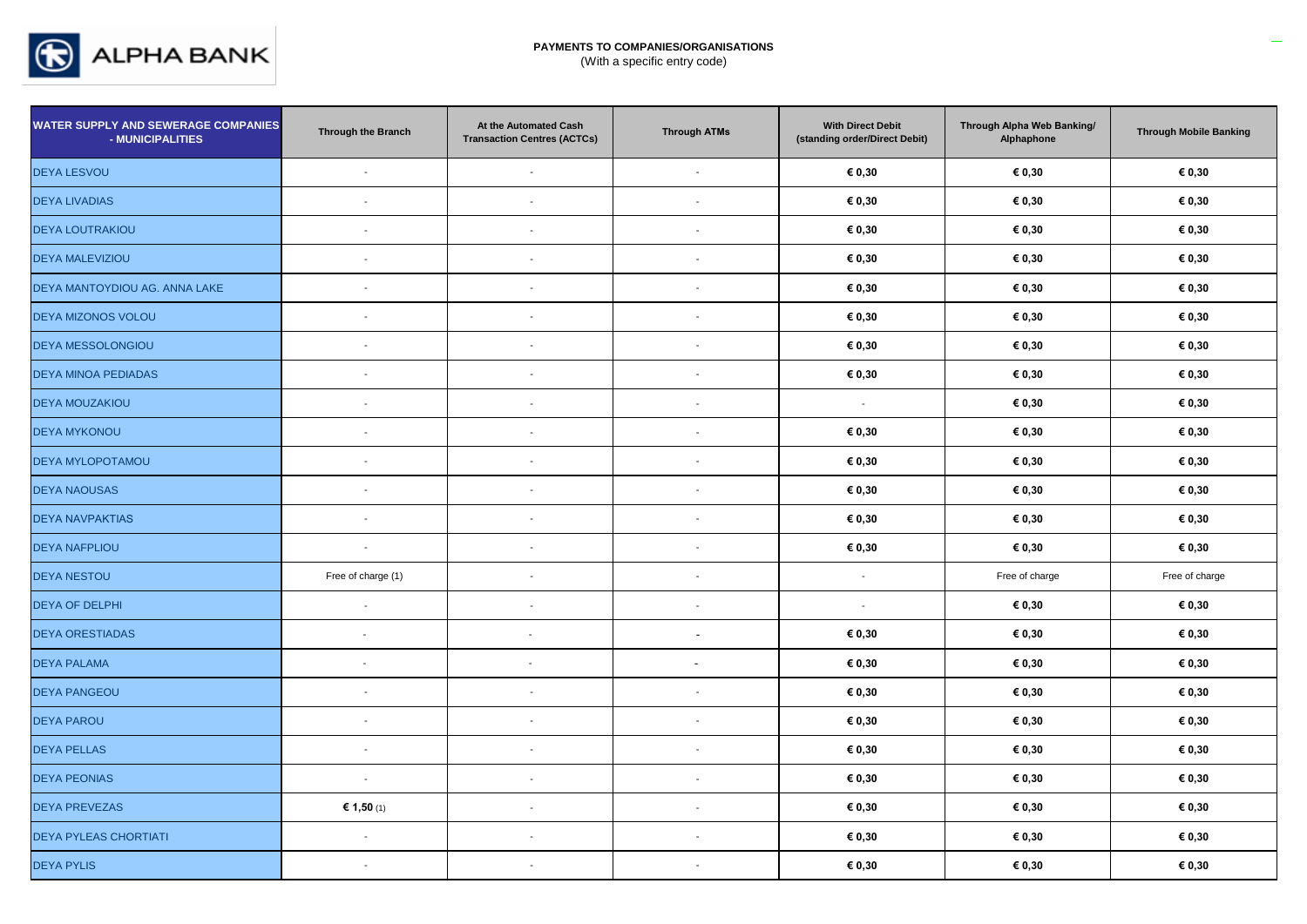**PAYMENTS TO COMPANIES/ORGANISATIONS**
(With a specific entry code)

| WATER SUPPLY AND SEWERAGE COMPANIES - MUNICIPALITIES | Through the Branch | At the Automated Cash Transaction Centres (ACTCs) | Through ATMs | With Direct Debit (standing order/Direct Debit) | Through Alpha Web Banking/ Alphaphone | Through Mobile Banking |
|---|---|---|---|---|---|---|
| DEYA LESVOU | - | - | - | € 0,30 | € 0,30 | € 0,30 |
| DEYA LIVADIAS | - | - | - | € 0,30 | € 0,30 | € 0,30 |
| DEYA LOUTRAKIOU | - | - | - | € 0,30 | € 0,30 | € 0,30 |
| DEYA MALEVIZIOU | - | - | - | € 0,30 | € 0,30 | € 0,30 |
| DEYA MANTOYDIOU AG. ANNA LAKE | - | - | - | € 0,30 | € 0,30 | € 0,30 |
| DEYA MIZONOS VOLOU | - | - | - | € 0,30 | € 0,30 | € 0,30 |
| DEYA MESSOLONGIOU | - | - | - | € 0,30 | € 0,30 | € 0,30 |
| DEYA MINOA PEDIADAS | - | - | - | € 0,30 | € 0,30 | € 0,30 |
| DEYA MOUZAKIOU | - | - | - | - | € 0,30 | € 0,30 |
| DEYA MYKONOU | - | - | - | € 0,30 | € 0,30 | € 0,30 |
| DEYA MYLOPOTAMOU | - | - | - | € 0,30 | € 0,30 | € 0,30 |
| DEYA NAOUSAS | - | - | - | € 0,30 | € 0,30 | € 0,30 |
| DEYA NAVPAKTIAS | - | - | - | € 0,30 | € 0,30 | € 0,30 |
| DEYA NAFPLIOU | - | - | - | € 0,30 | € 0,30 | € 0,30 |
| DEYA NESTOU | Free of charge (1) | - | - | - | Free of charge | Free of charge |
| DEYA OF DELPHI | - | - | - | - | € 0,30 | € 0,30 |
| DEYA ORESTIADAS | - | - | - | € 0,30 | € 0,30 | € 0,30 |
| DEYA PALAMA | - | - | - | € 0,30 | € 0,30 | € 0,30 |
| DEYA PANGEOU | - | - | - | € 0,30 | € 0,30 | € 0,30 |
| DEYA PAROU | - | - | - | € 0,30 | € 0,30 | € 0,30 |
| DEYA PELLAS | - | - | - | € 0,30 | € 0,30 | € 0,30 |
| DEYA PEONIAS | - | - | - | € 0,30 | € 0,30 | € 0,30 |
| DEYA PREVEZAS | € 1,50 (1) | - | - | € 0,30 | € 0,30 | € 0,30 |
| DEYA PYLEAS CHORTIATI | - | - | - | € 0,30 | € 0,30 | € 0,30 |
| DEYA PYLIS | - | - | - | € 0,30 | € 0,30 | € 0,30 |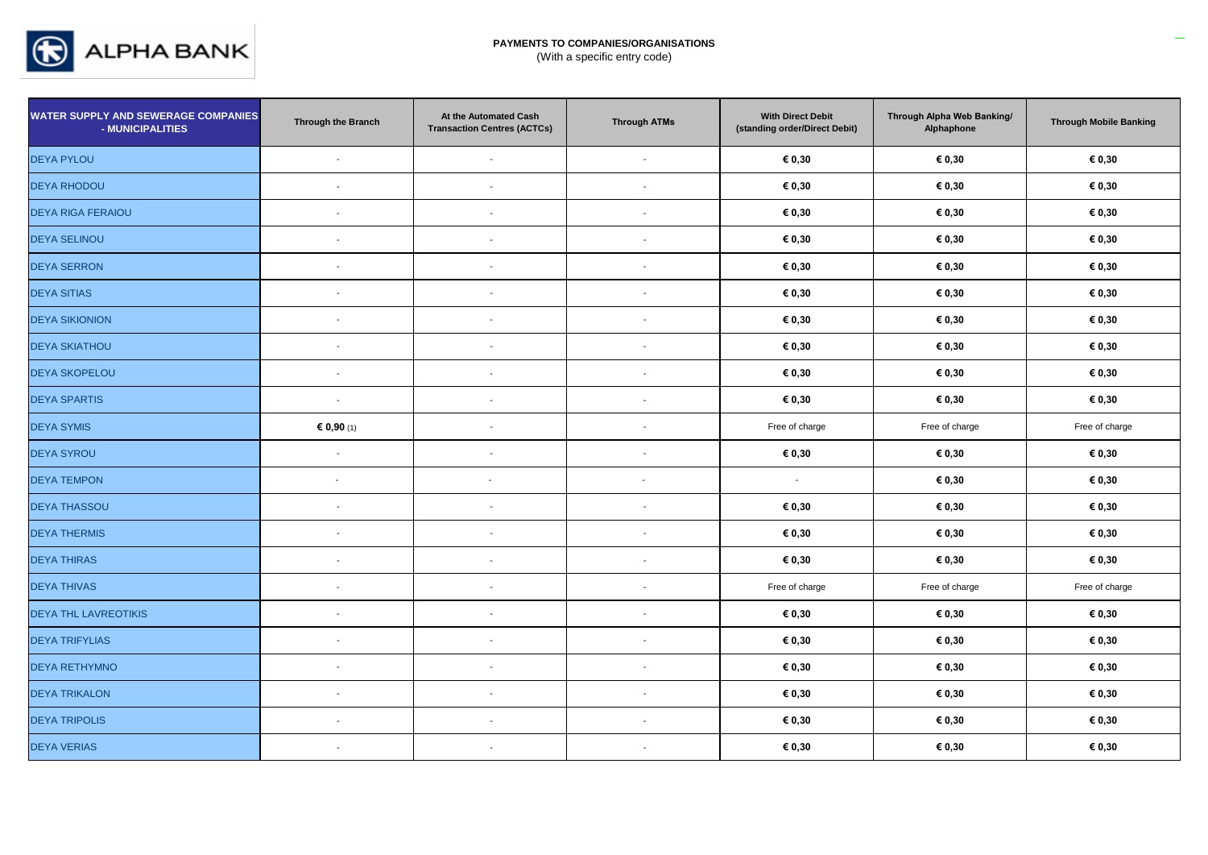**PAYMENTS TO COMPANIES/ORGANISATIONS**
(With a specific entry code)

| WATER SUPPLY AND SEWERAGE COMPANIES - MUNICIPALITIES | Through the Branch | At the Automated Cash Transaction Centres (ACTCs) | Through ATMs | With Direct Debit (standing order/Direct Debit) | Through Alpha Web Banking/ Alphaphone | Through Mobile Banking |
|---|---|---|---|---|---|---|
| DEYA PYLOU | - | - | - | € 0,30 | € 0,30 | € 0,30 |
| DEYA RHODOU | - | - | - | € 0,30 | € 0,30 | € 0,30 |
| DEYA RIGA FERAIOU | - | - | - | € 0,30 | € 0,30 | € 0,30 |
| DEYA SELINOU | - | - | - | € 0,30 | € 0,30 | € 0,30 |
| DEYA SERRON | - | - | - | € 0,30 | € 0,30 | € 0,30 |
| DEYA SITIAS | - | - | - | € 0,30 | € 0,30 | € 0,30 |
| DEYA SIKIONION | - | - | - | € 0,30 | € 0,30 | € 0,30 |
| DEYA SKIATHOU | - | - | - | € 0,30 | € 0,30 | € 0,30 |
| DEYA SKOPELOU | - | - | - | € 0,30 | € 0,30 | € 0,30 |
| DEYA SPARTIS | - | - | - | € 0,30 | € 0,30 | € 0,30 |
| DEYA SYMIS | € 0,90 (1) | - | - | Free of charge | Free of charge | Free of charge |
| DEYA SYROU | - | - | - | € 0,30 | € 0,30 | € 0,30 |
| DEYA TEMPON | - | - | - | - | € 0,30 | € 0,30 |
| DEYA THASSOU | - | - | - | € 0,30 | € 0,30 | € 0,30 |
| DEYA THERMIS | - | - | - | € 0,30 | € 0,30 | € 0,30 |
| DEYA THIRAS | - | - | - | € 0,30 | € 0,30 | € 0,30 |
| DEYA THIVAS | - | - | - | Free of charge | Free of charge | Free of charge |
| DEYA THL LAVREOTIKIS | - | - | - | € 0,30 | € 0,30 | € 0,30 |
| DEYA TRIFYLIAS | - | - | - | € 0,30 | € 0,30 | € 0,30 |
| DEYA RETHYMNO | - | - | - | € 0,30 | € 0,30 | € 0,30 |
| DEYA TRIKALON | - | - | - | € 0,30 | € 0,30 | € 0,30 |
| DEYA TRIPOLIS | - | - | - | € 0,30 | € 0,30 | € 0,30 |
| DEYA VERIAS | - | - | - | € 0,30 | € 0,30 | € 0,30 |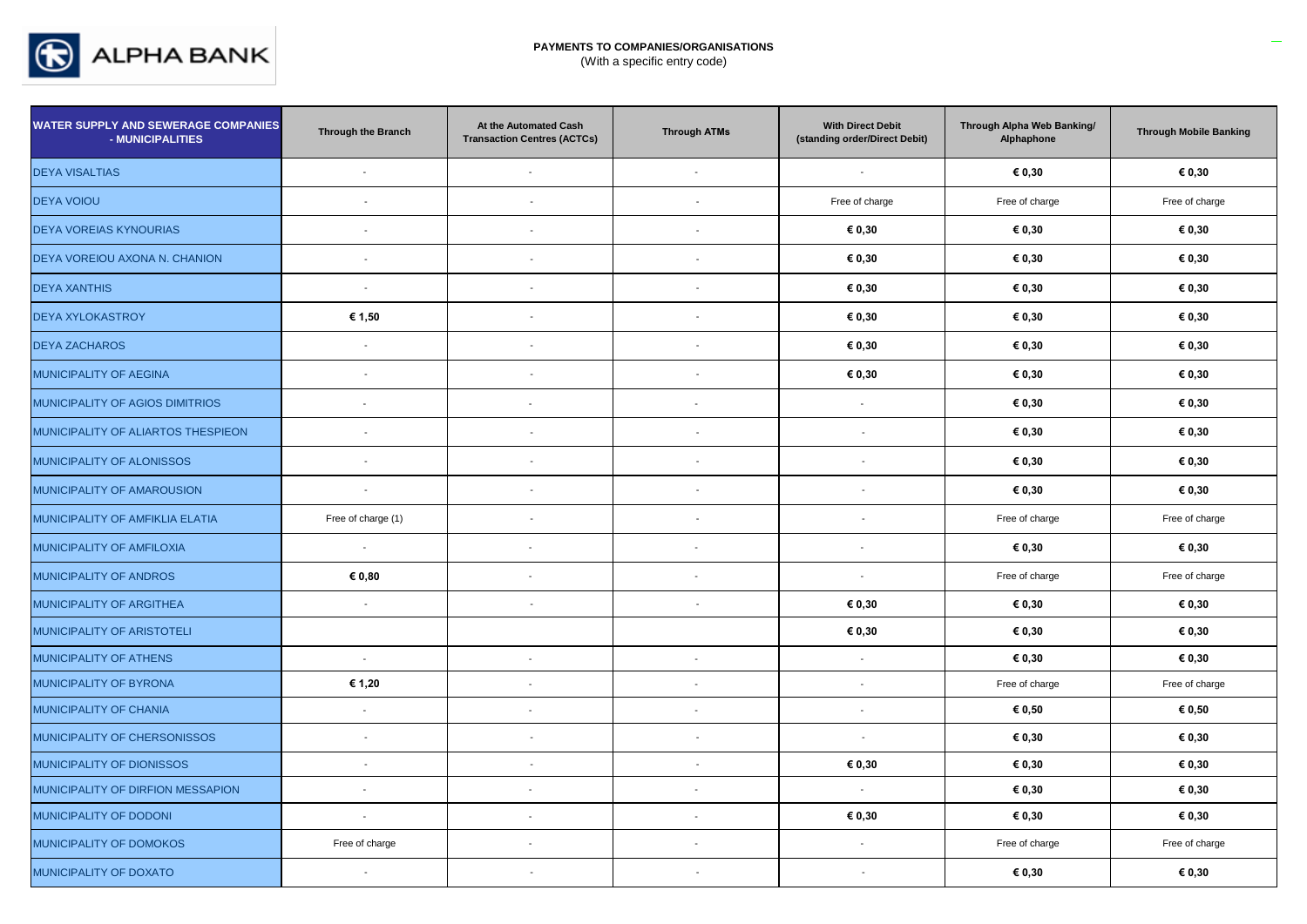**PAYMENTS TO COMPANIES/ORGANISATIONS**
(With a specific entry code)

| WATER SUPPLY AND SEWERAGE COMPANIES - MUNICIPALITIES | Through the Branch | At the Automated Cash Transaction Centres (ACTCs) | Through ATMs | With Direct Debit (standing order/Direct Debit) | Through Alpha Web Banking/ Alphaphone | Through Mobile Banking |
|---|---|---|---|---|---|---|
| DEYA VISALTIAS | - | - | - | - | **€ 0,30** | **€ 0,30** |
| DEYA VOIOU | - | - | - | Free of charge | Free of charge | Free of charge |
| DEYA VOREIAS KYNOURIAS | - | - | - | **€ 0,30** | **€ 0,30** | **€ 0,30** |
| DEYA VOREIOU AXONA N. CHANION | - | - | - | **€ 0,30** | **€ 0,30** | **€ 0,30** |
| DEYA XANTHIS | - | - | - | **€ 0,30** | **€ 0,30** | **€ 0,30** |
| DEYA XYLOKASTROY | **€ 1,50** | - | - | **€ 0,30** | **€ 0,30** | **€ 0,30** |
| DEYA ZACHAROS | - | - | - | **€ 0,30** | **€ 0,30** | **€ 0,30** |
| MUNICIPALITY OF AEGINA | - | - | - | **€ 0,30** | **€ 0,30** | **€ 0,30** |
| MUNICIPALITY OF AGIOS DIMITRIOS | - | - | - | - | **€ 0,30** | **€ 0,30** |
| MUNICIPALITY OF ALIARTOS THESPIEON | - | - | - | - | **€ 0,30** | **€ 0,30** |
| MUNICIPALITY OF ALONISSOS | - | - | - | - | **€ 0,30** | **€ 0,30** |
| MUNICIPALITY OF AMAROUSION | - | - | - | - | **€ 0,30** | **€ 0,30** |
| MUNICIPALITY OF AMFIKLIA ELATIA | Free of charge (1) | - | - | - | Free of charge | Free of charge |
| MUNICIPALITY OF AMFILOXIA | - | - | - | - | **€ 0,30** | **€ 0,30** |
| MUNICIPALITY OF ANDROS | **€ 0,80** | - | - | - | Free of charge | Free of charge |
| MUNICIPALITY OF ARGITHEA | - | - | - | **€ 0,30** | **€ 0,30** | **€ 0,30** |
| MUNICIPALITY OF ARISTOTELI | | | | **€ 0,30** | **€ 0,30** | **€ 0,30** |
| MUNICIPALITY OF ATHENS | - | - | - | - | **€ 0,30** | **€ 0,30** |
| MUNICIPALITY OF BYRONA | **€ 1,20** | - | - | - | Free of charge | Free of charge |
| MUNICIPALITY OF CHANIA | - | - | - | - | **€ 0,50** | **€ 0,50** |
| MUNICIPALITY OF CHERSONISSOS | - | - | - | - | **€ 0,30** | **€ 0,30** |
| MUNICIPALITY OF DIONISSOS | - | - | - | **€ 0,30** | **€ 0,30** | **€ 0,30** |
| MUNICIPALITY OF DIRFION MESSAPION | - | - | - | - | **€ 0,30** | **€ 0,30** |
| MUNICIPALITY OF DODONI | - | - | - | **€ 0,30** | **€ 0,30** | **€ 0,30** |
| MUNICIPALITY OF DOMOKOS | Free of charge | - | - | - | Free of charge | Free of charge |
| MUNICIPALITY OF DOXATO | - | - | - | - | **€ 0,30** | **€ 0,30** |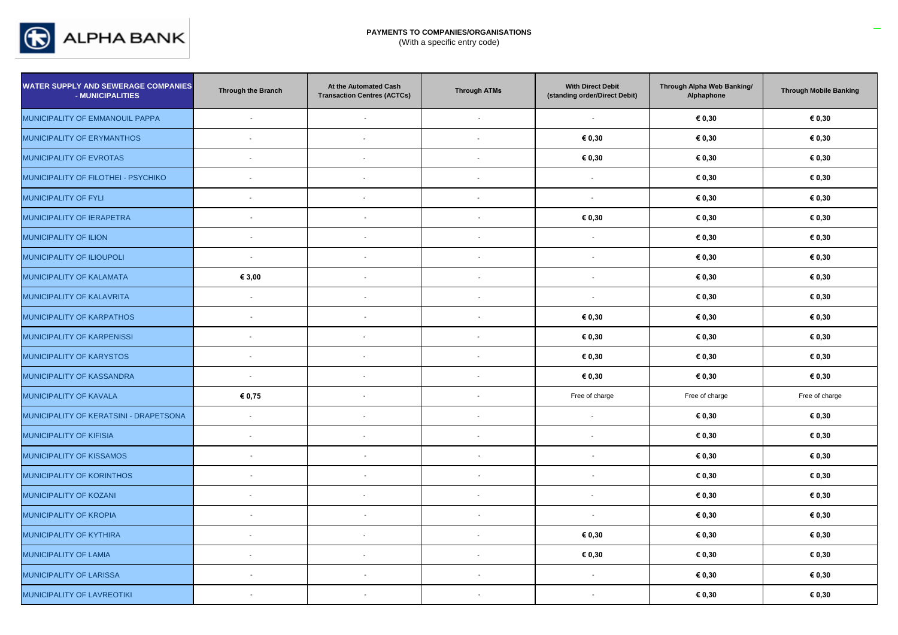**PAYMENTS TO COMPANIES/ORGANISATIONS**
(With a specific entry code)

| WATER SUPPLY AND SEWERAGE COMPANIES - MUNICIPALITIES | Through the Branch | At the Automated Cash Transaction Centres (ACTCs) | Through ATMs | With Direct Debit (standing order/Direct Debit) | Through Alpha Web Banking/ Alphaphone | Through Mobile Banking |
|---|---|---|---|---|---|---|
| MUNICIPALITY OF EMMANOUIL PAPPA | - | - | - | - | € 0,30 | € 0,30 |
| MUNICIPALITY OF ERYMANTHOS | - | - | - | € 0,30 | € 0,30 | € 0,30 |
| MUNICIPALITY OF EVROTAS | - | - | - | € 0,30 | € 0,30 | € 0,30 |
| MUNICIPALITY OF FILOTHEI - PSYCHIKO | - | - | - | - | € 0,30 | € 0,30 |
| MUNICIPALITY OF FYLI | - | - | - | - | € 0,30 | € 0,30 |
| MUNICIPALITY OF IERAPETRA | - | - | - | € 0,30 | € 0,30 | € 0,30 |
| MUNICIPALITY OF ILION | - | - | - | - | € 0,30 | € 0,30 |
| MUNICIPALITY OF ILIOUPOLI | - | - | - | - | € 0,30 | € 0,30 |
| MUNICIPALITY OF KALAMATA | € 3,00 | - | - | - | € 0,30 | € 0,30 |
| MUNICIPALITY OF KALAVRITA | - | - | - | - | € 0,30 | € 0,30 |
| MUNICIPALITY OF KARPATHOS | - | - | - | € 0,30 | € 0,30 | € 0,30 |
| MUNICIPALITY OF KARPENISSI | - | - | - | € 0,30 | € 0,30 | € 0,30 |
| MUNICIPALITY OF KARYSTOS | - | - | - | € 0,30 | € 0,30 | € 0,30 |
| MUNICIPALITY OF KASSANDRA | - | - | - | € 0,30 | € 0,30 | € 0,30 |
| MUNICIPALITY OF KAVALA | € 0,75 | - | - | Free of charge | Free of charge | Free of charge |
| MUNICIPALITY OF KERATSINI - DRAPETSONA | - | - | - | - | € 0,30 | € 0,30 |
| MUNICIPALITY OF KIFISIA | - | - | - | - | € 0,30 | € 0,30 |
| MUNICIPALITY OF KISSAMOS | - | - | - | - | € 0,30 | € 0,30 |
| MUNICIPALITY OF KORINTHOS | - | - | - | - | € 0,30 | € 0,30 |
| MUNICIPALITY OF KOZANI | - | - | - | - | € 0,30 | € 0,30 |
| MUNICIPALITY OF KROPIA | - | - | - | - | € 0,30 | € 0,30 |
| MUNICIPALITY OF KYTHIRA | - | - | - | € 0,30 | € 0,30 | € 0,30 |
| MUNICIPALITY OF LAMIA | - | - | - | € 0,30 | € 0,30 | € 0,30 |
| MUNICIPALITY OF LARISSA | - | - | - | - | € 0,30 | € 0,30 |
| MUNICIPALITY OF LAVREOTIKI | - | - | - | - | € 0,30 | € 0,30 |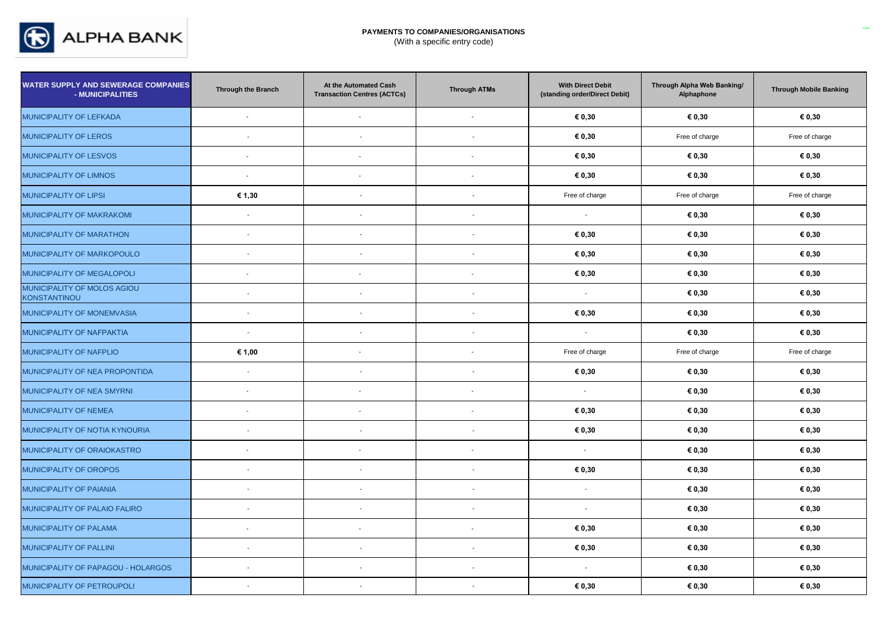**PAYMENTS TO COMPANIES/ORGANISATIONS**
(With a specific entry code)

| WATER SUPPLY AND SEWERAGE COMPANIES - MUNICIPALITIES | Through the Branch | At the Automated Cash Transaction Centres (ACTCs) | Through ATMs | With Direct Debit (standing order/Direct Debit) | Through Alpha Web Banking/ Alphaphone | Through Mobile Banking |
|---|---|---|---|---|---|---|
| MUNICIPALITY OF LEFKADA | - | - | - | € 0,30 | € 0,30 | € 0,30 |
| MUNICIPALITY OF LEROS | - | - | - | € 0,30 | Free of charge | Free of charge |
| MUNICIPALITY OF LESVOS | - | - | - | € 0,30 | € 0,30 | € 0,30 |
| MUNICIPALITY OF LIMNOS | - | - | - | € 0,30 | € 0,30 | € 0,30 |
| MUNICIPALITY OF LIPSI | € 1,30 | - | - | Free of charge | Free of charge | Free of charge |
| MUNICIPALITY OF MAKRAKOMI | - | - | - | - | € 0,30 | € 0,30 |
| MUNICIPALITY OF MARATHON | - | - | - | € 0,30 | € 0,30 | € 0,30 |
| MUNICIPALITY OF MARKOPOULO | - | - | - | € 0,30 | € 0,30 | € 0,30 |
| MUNICIPALITY OF MEGALOPOLI | - | - | - | € 0,30 | € 0,30 | € 0,30 |
| MUNICIPALITY OF MOLOS AGIOU KONSTANTINOU | - | - | - | - | € 0,30 | € 0,30 |
| MUNICIPALITY OF MONEMVASIA | - | - | - | € 0,30 | € 0,30 | € 0,30 |
| MUNICIPALITY OF NAFPAKTIA | - | - | - | - | € 0,30 | € 0,30 |
| MUNICIPALITY OF NAFPLIO | € 1,00 | - | - | Free of charge | Free of charge | Free of charge |
| MUNICIPALITY OF NEA PROPONTIDA | - | - | - | € 0,30 | € 0,30 | € 0,30 |
| MUNICIPALITY OF NEA SMYRNI | - | - | - | - | € 0,30 | € 0,30 |
| MUNICIPALITY OF NEMEA | - | - | - | € 0,30 | € 0,30 | € 0,30 |
| MUNICIPALITY OF NOTIA KYNOURIA | - | - | - | € 0,30 | € 0,30 | € 0,30 |
| MUNICIPALITY OF ORAIOKASTRO | - | - | - | - | € 0,30 | € 0,30 |
| MUNICIPALITY OF OROPOS | - | - | - | € 0,30 | € 0,30 | € 0,30 |
| MUNICIPALITY OF PAIANIA | - | - | - | - | € 0,30 | € 0,30 |
| MUNICIPALITY OF PALAIO FALIRO | - | - | - | - | € 0,30 | € 0,30 |
| MUNICIPALITY OF PALAMA | - | - | - | € 0,30 | € 0,30 | € 0,30 |
| MUNICIPALITY OF PALLINI | - | - | - | € 0,30 | € 0,30 | € 0,30 |
| MUNICIPALITY OF PAPAGOU - HOLARGOS | - | - | - | - | € 0,30 | € 0,30 |
| MUNICIPALITY OF PETROUPOLI | - | - | - | € 0,30 | € 0,30 | € 0,30 |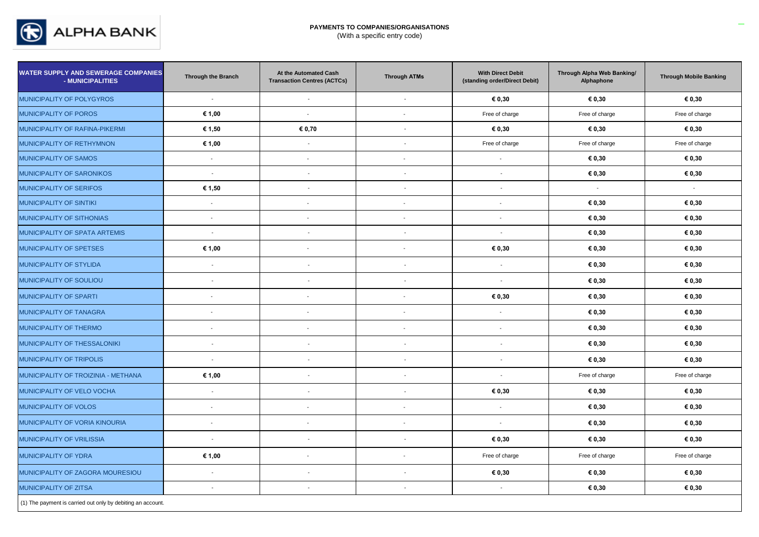**PAYMENTS TO COMPANIES/ORGANISATIONS**
(With a specific entry code)

| WATER SUPPLY AND SEWERAGE COMPANIES - MUNICIPALITIES | Through the Branch | At the Automated Cash Transaction Centres (ACTCs) | Through ATMs | With Direct Debit (standing order/Direct Debit) | Through Alpha Web Banking/ Alphaphone | Through Mobile Banking |
|---|---|---|---|---|---|---|
| MUNICIPALITY OF POLYGYROS | - | - | - | € 0,30 | € 0,30 | € 0,30 |
| MUNICIPALITY OF POROS | € 1,00 | - | - | Free of charge | Free of charge | Free of charge |
| MUNICIPALITY OF RAFINA-PIKERMI | € 1,50 | € 0,70 | - | € 0,30 | € 0,30 | € 0,30 |
| MUNICIPALITY OF RETHYMNON | € 1,00 | - | - | Free of charge | Free of charge | Free of charge |
| MUNICIPALITY OF SAMOS | - | - | - | - | € 0,30 | € 0,30 |
| MUNICIPALITY OF SARONIKOS | - | - | - | - | € 0,30 | € 0,30 |
| MUNICIPALITY OF SERIFOS | € 1,50 | - | - | - | - | - |
| MUNICIPALITY OF SINTIKI | - | - | - | - | € 0,30 | € 0,30 |
| MUNICIPALITY OF SITHONIAS | - | - | - | - | € 0,30 | € 0,30 |
| MUNICIPALITY OF SPATA ARTEMIS | - | - | - | - | € 0,30 | € 0,30 |
| MUNICIPALITY OF SPETSES | € 1,00 | - | - | € 0,30 | € 0,30 | € 0,30 |
| MUNICIPALITY OF STYLIDA | - | - | - | - | € 0,30 | € 0,30 |
| MUNICIPALITY OF SOULIOU | - | - | - | - | € 0,30 | € 0,30 |
| MUNICIPALITY OF SPARTI | - | - | - | € 0,30 | € 0,30 | € 0,30 |
| MUNICIPALITY OF TANAGRA | - | - | - | - | € 0,30 | € 0,30 |
| MUNICIPALITY OF THERMO | - | - | - | - | € 0,30 | € 0,30 |
| MUNICIPALITY OF THESSALONIKI | - | - | - | - | € 0,30 | € 0,30 |
| MUNICIPALITY OF TRIPOLIS | - | - | - | - | € 0,30 | € 0,30 |
| MUNICIPALITY OF TROIZINIA - METHANA | € 1,00 | - | - | - | Free of charge | Free of charge |
| MUNICIPALITY OF VELO VOCHA | - | - | - | € 0,30 | € 0,30 | € 0,30 |
| MUNICIPALITY OF VOLOS | - | - | - | - | € 0,30 | € 0,30 |
| MUNICIPALITY OF VORIA KINOURIA | - | - | - | - | € 0,30 | € 0,30 |
| MUNICIPALITY OF VRILISSIA | - | - | - | € 0,30 | € 0,30 | € 0,30 |
| MUNICIPALITY OF YDRA | € 1,00 | - | - | Free of charge | Free of charge | Free of charge |
| MUNICIPALITY OF ZAGORA MOURESIOU | - | - | - | € 0,30 | € 0,30 | € 0,30 |
| MUNICIPALITY OF ZITSA | - | - | - | - | € 0,30 | € 0,30 |

(1) The payment is carried out only by debiting an account.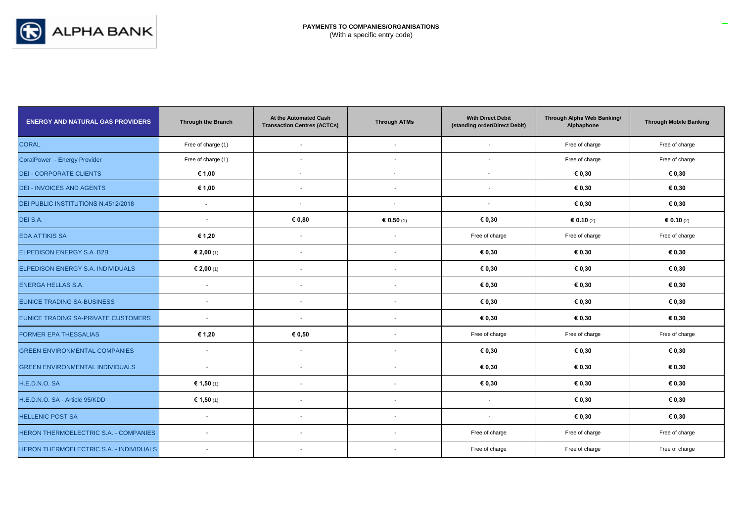**PAYMENTS TO COMPANIES/ORGANISATIONS**
(With a specific entry code)

| ENERGY AND NATURAL GAS PROVIDERS | Through the Branch | At the Automated Cash Transaction Centres (ACTCs) | Through ATMs | With Direct Debit (standing order/Direct Debit) | Through Alpha Web Banking/ Alphaphone | Through Mobile Banking |
|---|---|---|---|---|---|---|
| CORAL | Free of charge (1) | - | - | - | Free of charge | Free of charge |
| CoralPower - Energy Provider | Free of charge (1) | - | - | - | Free of charge | Free of charge |
| DEI - CORPORATE CLIENTS | **€ 1,00** | - | - | - | **€ 0,30** | **€ 0,30** |
| DEI - INVOICES AND AGENTS | **€ 1,00** | - | - | - | **€ 0,30** | **€ 0,30** |
| DEI PUBLIC INSTITUTIONS N.4512/2018 | **-** | - | - | - | **€ 0,30** | **€ 0,30** |
| DEI S.A. | - | **€ 0,80** | **€ 0.50** (1) | **€ 0,30** | **€ 0.10** (2) | **€ 0.10** (2) |
| EDA ATTIKIS SA | **€ 1,20** | - | - | Free of charge | Free of charge | Free of charge |
| ELPEDISON ENERGY S.A. B2B | **€ 2,00** (1) | - | - | **€ 0,30** | **€ 0,30** | **€ 0,30** |
| ELPEDISON ENERGY S.A. INDIVIDUALS | **€ 2,00** (1) | - | - | **€ 0,30** | **€ 0,30** | **€ 0,30** |
| ENERGA HELLAS S.A. | - | - | - | **€ 0,30** | **€ 0,30** | **€ 0,30** |
| EUNICE TRADING SA-BUSINESS | - | - | - | **€ 0,30** | **€ 0,30** | **€ 0,30** |
| EUNICE TRADING SA-PRIVATE CUSTOMERS | - | - | - | **€ 0,30** | **€ 0,30** | **€ 0,30** |
| FORMER EPA THESSALIAS | **€ 1,20** | **€ 0,50** | - | Free of charge | Free of charge | Free of charge |
| GREEN ENVIRONMENTAL COMPANIES | - | - | - | **€ 0,30** | **€ 0,30** | **€ 0,30** |
| GREEN ENVIRONMENTAL INDIVIDUALS | - | - | - | **€ 0,30** | **€ 0,30** | **€ 0,30** |
| H.E.D.N.O. SA | **€ 1,50** (1) | - | - | **€ 0,30** | **€ 0,30** | **€ 0,30** |
| H.E.D.N.O. SA - Article 95/KDD | **€ 1,50** (1) | - | - | - | **€ 0,30** | **€ 0,30** |
| HELLENIC POST SA | - | - | - | - | **€ 0,30** | **€ 0,30** |
| HERON THERMOELECTRIC S.A. - COMPANIES | - | - | - | Free of charge | Free of charge | Free of charge |
| HERON THERMOELECTRIC S.A. - INDIVIDUALS | - | - | - | Free of charge | Free of charge | Free of charge |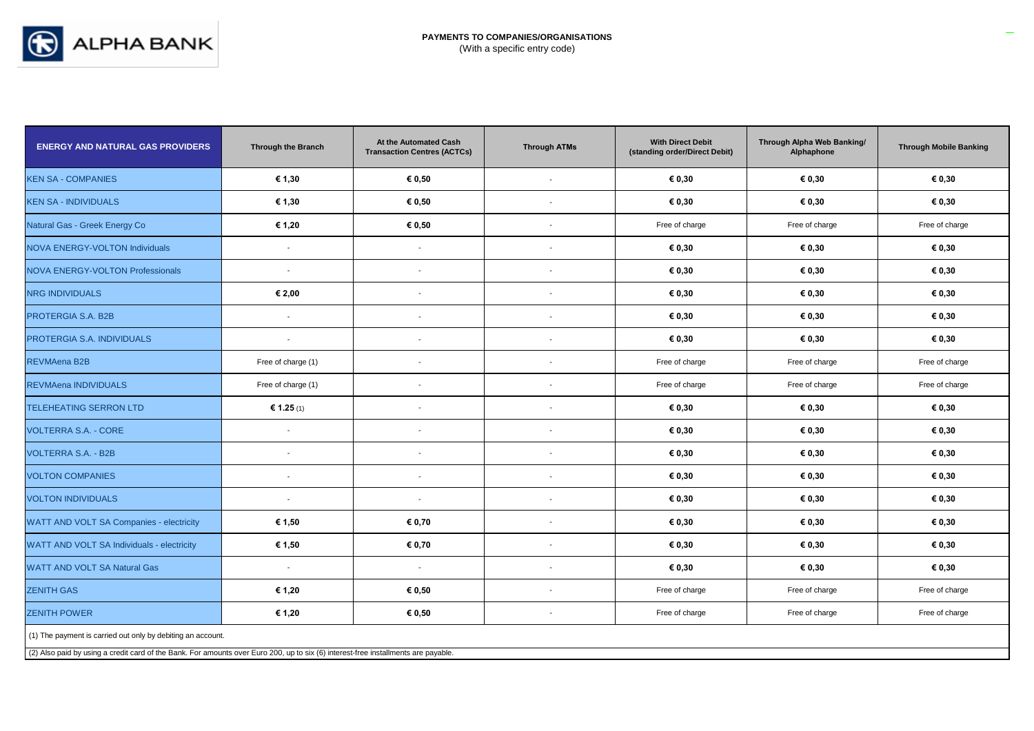# PAYMENTS TO COMPANIES/ORGANISATIONS

(With a specific entry code)

| ENERGY AND NATURAL GAS PROVIDERS | Through the Branch | At the Automated Cash Transaction Centres (ACTCs) | Through ATMs | With Direct Debit (standing order/Direct Debit) | Through Alpha Web Banking/ Alphaphone | Through Mobile Banking |
|---|---|---|---|---|---|---|
| KEN SA - COMPANIES | € 1,30 | € 0,50 | - | € 0,30 | € 0,30 | € 0,30 |
| KEN SA - INDIVIDUALS | € 1,30 | € 0,50 | - | € 0,30 | € 0,30 | € 0,30 |
| Natural Gas - Greek Energy Co | € 1,20 | € 0,50 | - | Free of charge | Free of charge | Free of charge |
| NOVA ENERGY-VOLTON Individuals | - | - | - | € 0,30 | € 0,30 | € 0,30 |
| NOVA ENERGY-VOLTON Professionals | - | - | - | € 0,30 | € 0,30 | € 0,30 |
| NRG INDIVIDUALS | € 2,00 | - | - | € 0,30 | € 0,30 | € 0,30 |
| PROTERGIA S.A. B2B | - | - | - | € 0,30 | € 0,30 | € 0,30 |
| PROTERGIA S.A. INDIVIDUALS | - | - | - | € 0,30 | € 0,30 | € 0,30 |
| REVMAena B2B | Free of charge (1) | - | - | Free of charge | Free of charge | Free of charge |
| REVMAena INDIVIDUALS | Free of charge (1) | - | - | Free of charge | Free of charge | Free of charge |
| TELEHEATING SERRON LTD | € 1.25 (1) | - | - | € 0,30 | € 0,30 | € 0,30 |
| VOLTERRA S.A. - CORE | - | - | - | € 0,30 | € 0,30 | € 0,30 |
| VOLTERRA S.A. - B2B | - | - | - | € 0,30 | € 0,30 | € 0,30 |
| VOLTON COMPANIES | - | - | - | € 0,30 | € 0,30 | € 0,30 |
| VOLTON INDIVIDUALS | - | - | - | € 0,30 | € 0,30 | € 0,30 |
| WATT AND VOLT SA Companies - electricity | € 1,50 | € 0,70 | - | € 0,30 | € 0,30 | € 0,30 |
| WATT AND VOLT SA Individuals - electricity | € 1,50 | € 0,70 | - | € 0,30 | € 0,30 | € 0,30 |
| WATT AND VOLT SA Natural Gas | - | - | - | € 0,30 | € 0,30 | € 0,30 |
| ZENITH GAS | € 1,20 | € 0,50 | - | Free of charge | Free of charge | Free of charge |
| ZENITH POWER | € 1,20 | € 0,50 | - | Free of charge | Free of charge | Free of charge |

(1) The payment is carried out only by debiting an account.

(2) Also paid by using a credit card of the Bank. For amounts over Euro 200, up to six (6) interest-free installments are payable.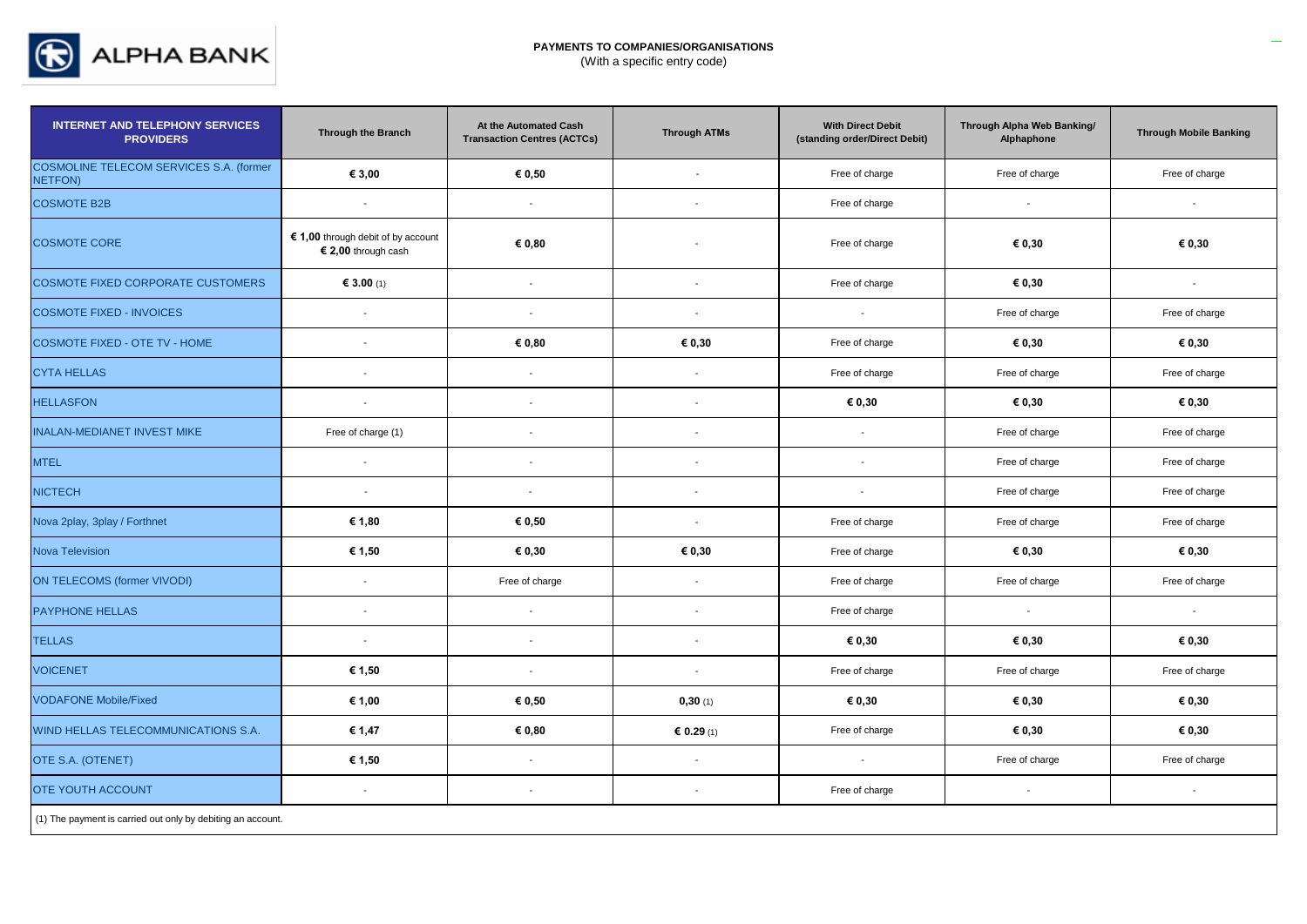**PAYMENTS TO COMPANIES/ORGANISATIONS**

(With a specific entry code)

| INTERNET AND TELEPHONY SERVICES PROVIDERS | Through the Branch | At the Automated Cash Transaction Centres (ACTCs) | Through ATMs | With Direct Debit (standing order/Direct Debit) | Through Alpha Web Banking/ Alphaphone | Through Mobile Banking |
|---|---|---|---|---|---|---|
| COSMOLINE TELECOM SERVICES S.A. (former NETFON) | € 3,00 | € 0,50 | - | Free of charge | Free of charge | Free of charge |
| COSMOTE B2B | - | - | - | Free of charge | - | - |
| COSMOTE CORE | € 1,00 through debit of by account € 2,00 through cash | € 0,80 | - | Free of charge | € 0,30 | € 0,30 |
| COSMOTE FIXED CORPORATE CUSTOMERS | € 3.00 (1) | - | - | Free of charge | € 0,30 | - |
| COSMOTE FIXED - INVOICES | - | - | - | - | Free of charge | Free of charge |
| COSMOTE FIXED - OTE TV - HOME | - | € 0,80 | € 0,30 | Free of charge | € 0,30 | € 0,30 |
| CYTA HELLAS | - | - | - | Free of charge | Free of charge | Free of charge |
| HELLASFON | - | - | - | € 0,30 | € 0,30 | € 0,30 |
| INALAN-MEDIANET INVEST MIKE | Free of charge (1) | - | - | - | Free of charge | Free of charge |
| MTEL | - | - | - | - | Free of charge | Free of charge |
| NICTECH | - | - | - | - | Free of charge | Free of charge |
| Nova 2play, 3play / Forthnet | € 1,80 | € 0,50 | - | Free of charge | Free of charge | Free of charge |
| Nova Television | € 1,50 | € 0,30 | € 0,30 | Free of charge | € 0,30 | € 0,30 |
| ON TELECOMS (former VIVODI) | - | Free of charge | - | Free of charge | Free of charge | Free of charge |
| PAYPHONE HELLAS | - | - | - | Free of charge | - | - |
| TELLAS | - | - | - | € 0,30 | € 0,30 | € 0,30 |
| VOICENET | € 1,50 | - | - | Free of charge | Free of charge | Free of charge |
| VODAFONE Mobile/Fixed | € 1,00 | € 0,50 | 0,30 (1) | € 0,30 | € 0,30 | € 0,30 |
| WIND HELLAS TELECOMMUNICATIONS S.A. | € 1,47 | € 0,80 | € 0.29 (1) | Free of charge | € 0,30 | € 0,30 |
| OTE S.A. (OTENET) | € 1,50 | - | - | - | Free of charge | Free of charge |
| OTE YOUTH ACCOUNT | - | - | - | Free of charge | - | - |

(1) The payment is carried out only by debiting an account.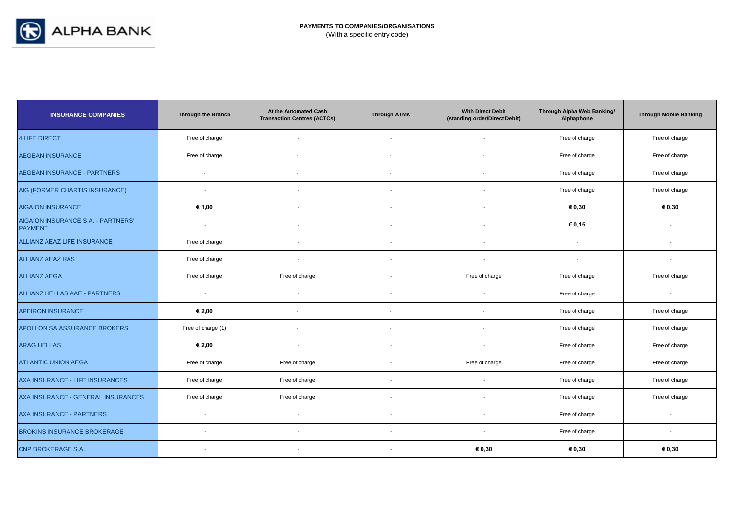**PAYMENTS TO COMPANIES/ORGANISATIONS**
(With a specific entry code)

| INSURANCE COMPANIES | Through the Branch | At the Automated Cash Transaction Centres (ACTCs) | Through ATMs | With Direct Debit (standing order/Direct Debit) | Through Alpha Web Banking/ Alphaphone | Through Mobile Banking |
|---|---|---|---|---|---|---|
| 4 LIFE DIRECT | Free of charge | - | - | - | Free of charge | Free of charge |
| AEGEAN INSURANCE | Free of charge | - | - | - | Free of charge | Free of charge |
| AEGEAN INSURANCE - PARTNERS | - | - | - | - | Free of charge | Free of charge |
| AIG (FORMER CHARTIS INSURANCE) | - | - | - | - | Free of charge | Free of charge |
| AIGAION INSURANCE | **€ 1,00** | - | - | - | **€ 0,30** | **€ 0,30** |
| AIGAION INSURANCE S.A. - PARTNERS' PAYMENT | - | - | - | - | **€ 0,15** | - |
| ALLIANZ AEAZ LIFE INSURANCE | Free of charge | - | - | - | - | - |
| ALLIANZ AEAZ RAS | Free of charge | - | - | - | - | - |
| ALLIANZ AEGA | Free of charge | Free of charge | - | Free of charge | Free of charge | Free of charge |
| ALLIANZ HELLAS AAE - PARTNERS | - | - | - | - | Free of charge | - |
| APEIRON INSURANCE | **€ 2,00** | - | - | - | Free of charge | Free of charge |
| APOLLON SA ASSURANCE BROKERS | Free of charge (1) | - | - | - | Free of charge | Free of charge |
| ARAG HELLAS | **€ 2,00** | - | - | - | Free of charge | Free of charge |
| ATLANTIC UNION AEGA | Free of charge | Free of charge | - | Free of charge | Free of charge | Free of charge |
| AXA INSURANCE - LIFE INSURANCES | Free of charge | Free of charge | - | - | Free of charge | Free of charge |
| AXA INSURANCE - GENERAL INSURANCES | Free of charge | Free of charge | - | - | Free of charge | Free of charge |
| AXA INSURANCE - PARTNERS | - | - | - | - | Free of charge | - |
| BROKINS INSURANCE BROKERAGE | - | - | - | - | Free of charge | - |
| CNP BROKERAGE S.A. | - | - | - | **€ 0,30** | **€ 0,30** | **€ 0,30** |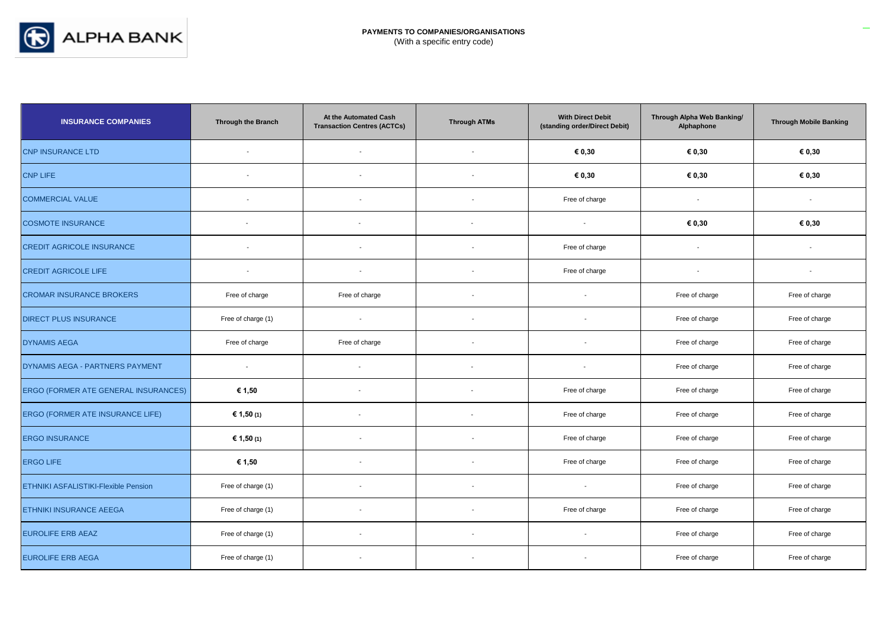**PAYMENTS TO COMPANIES/ORGANISATIONS**
(With a specific entry code)

| INSURANCE COMPANIES | Through the Branch | At the Automated Cash Transaction Centres (ACTCs) | Through ATMs | With Direct Debit (standing order/Direct Debit) | Through Alpha Web Banking/ Alphaphone | Through Mobile Banking |
|---|---|---|---|---|---|---|
| CNP INSURANCE LTD | - | - | - | **€ 0,30** | **€ 0,30** | **€ 0,30** |
| CNP LIFE | - | - | - | **€ 0,30** | **€ 0,30** | **€ 0,30** |
| COMMERCIAL VALUE | - | - | - | Free of charge | - | - |
| COSMOTE INSURANCE | - | - | - | - | **€ 0,30** | **€ 0,30** |
| CREDIT AGRICOLE INSURANCE | - | - | - | Free of charge | - | - |
| CREDIT AGRICOLE LIFE | - | - | - | Free of charge | - | - |
| CROMAR INSURANCE BROKERS | Free of charge | Free of charge | - | - | Free of charge | Free of charge |
| DIRECT PLUS INSURANCE | Free of charge (1) | - | - | - | Free of charge | Free of charge |
| DYNAMIS AEGA | Free of charge | Free of charge | - | - | Free of charge | Free of charge |
| DYNAMIS AEGA - PARTNERS PAYMENT | - | - | - | - | Free of charge | Free of charge |
| ERGO (FORMER ATE GENERAL INSURANCES) | **€ 1,50** | - | - | Free of charge | Free of charge | Free of charge |
| ERGO (FORMER ATE INSURANCE LIFE) | **€ 1,50 (1)** | - | - | Free of charge | Free of charge | Free of charge |
| ERGO INSURANCE | **€ 1,50 (1)** | - | - | Free of charge | Free of charge | Free of charge |
| ERGO LIFE | **€ 1,50** | - | - | Free of charge | Free of charge | Free of charge |
| ETHNIKI ASFALISTIKI-Flexible Pension | Free of charge (1) | - | - | - | Free of charge | Free of charge |
| ETHNIKI INSURANCE AEEGA | Free of charge (1) | - | - | Free of charge | Free of charge | Free of charge |
| EUROLIFE ERB AEAZ | Free of charge (1) | - | - | - | Free of charge | Free of charge |
| EUROLIFE ERB AEGA | Free of charge (1) | - | - | - | Free of charge | Free of charge |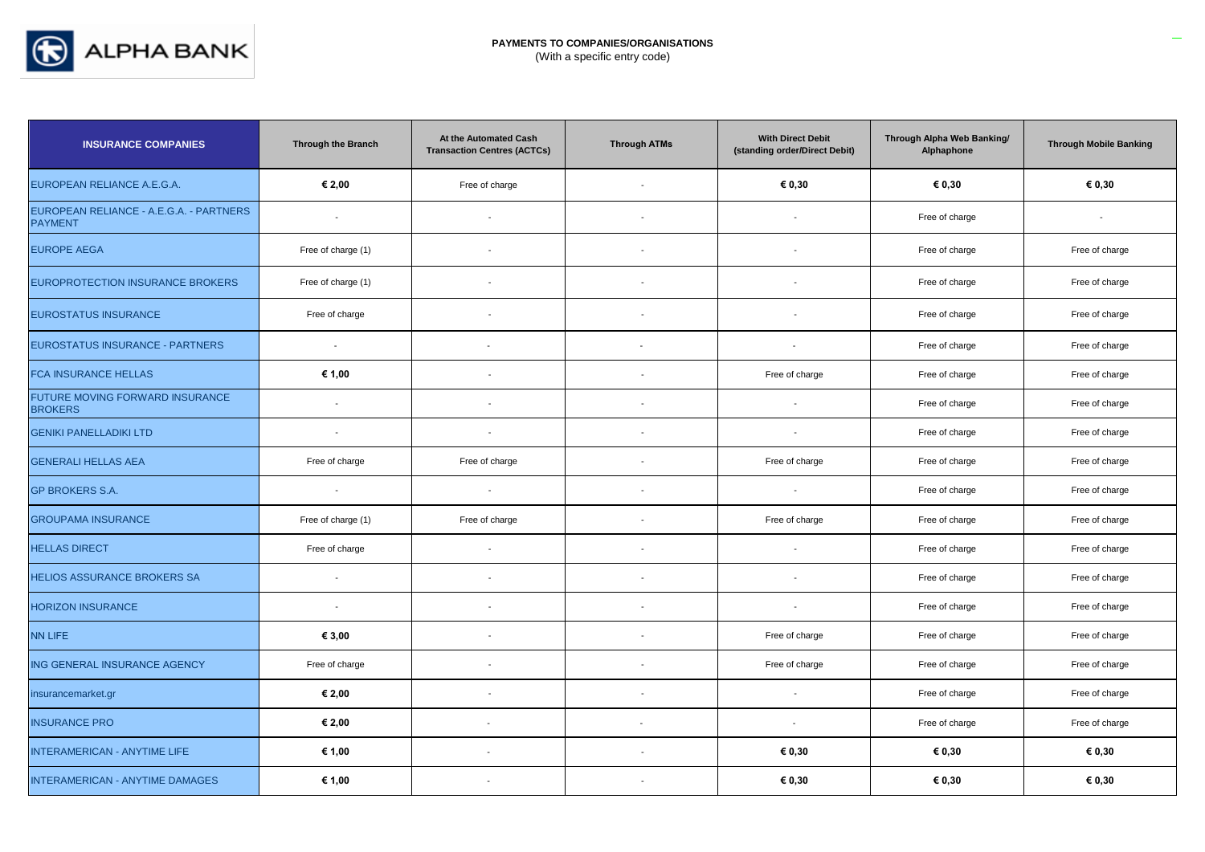**PAYMENTS TO COMPANIES/ORGANISATIONS**
(With a specific entry code)

| INSURANCE COMPANIES | Through the Branch | At the Automated Cash Transaction Centres (ACTCs) | Through ATMs | With Direct Debit (standing order/Direct Debit) | Through Alpha Web Banking/ Alphaphone | Through Mobile Banking |
|---|---|---|---|---|---|---|
| EUROPEAN RELIANCE A.E.G.A. | **€ 2,00** | Free of charge | - | **€ 0,30** | **€ 0,30** | **€ 0,30** |
| EUROPEAN RELIANCE - A.E.G.A. - PARTNERS PAYMENT | - | - | - | - | Free of charge | - |
| EUROPE AEGA | Free of charge (1) | - | - | - | Free of charge | Free of charge |
| EUROPROTECTION INSURANCE BROKERS | Free of charge (1) | - | - | - | Free of charge | Free of charge |
| EUROSTATUS INSURANCE | Free of charge | - | - | - | Free of charge | Free of charge |
| EUROSTATUS INSURANCE - PARTNERS | - | - | - | - | Free of charge | Free of charge |
| FCA INSURANCE HELLAS | **€ 1,00** | - | - | Free of charge | Free of charge | Free of charge |
| FUTURE MOVING FORWARD INSURANCE BROKERS | - | - | - | - | Free of charge | Free of charge |
| GENIKI PANELLADIKI LTD | - | - | - | - | Free of charge | Free of charge |
| GENERALI HELLAS AEA | Free of charge | Free of charge | - | Free of charge | Free of charge | Free of charge |
| GP BROKERS S.A. | - | - | - | - | Free of charge | Free of charge |
| GROUPAMA INSURANCE | Free of charge (1) | Free of charge | - | Free of charge | Free of charge | Free of charge |
| HELLAS DIRECT | Free of charge | - | - | - | Free of charge | Free of charge |
| HELIOS ASSURANCE BROKERS SA | - | - | - | - | Free of charge | Free of charge |
| HORIZON INSURANCE | - | - | - | - | Free of charge | Free of charge |
| NN LIFE | **€ 3,00** | - | - | Free of charge | Free of charge | Free of charge |
| ING GENERAL INSURANCE AGENCY | Free of charge | - | - | Free of charge | Free of charge | Free of charge |
| insurancemarket.gr | **€ 2,00** | - | - | - | Free of charge | Free of charge |
| INSURANCE PRO | **€ 2,00** | - | - | - | Free of charge | Free of charge |
| INTERAMERICAN - ANYTIME LIFE | **€ 1,00** | - | - | **€ 0,30** | **€ 0,30** | **€ 0,30** |
| INTERAMERICAN - ANYTIME DAMAGES | **€ 1,00** | - | - | **€ 0,30** | **€ 0,30** | **€ 0,30** |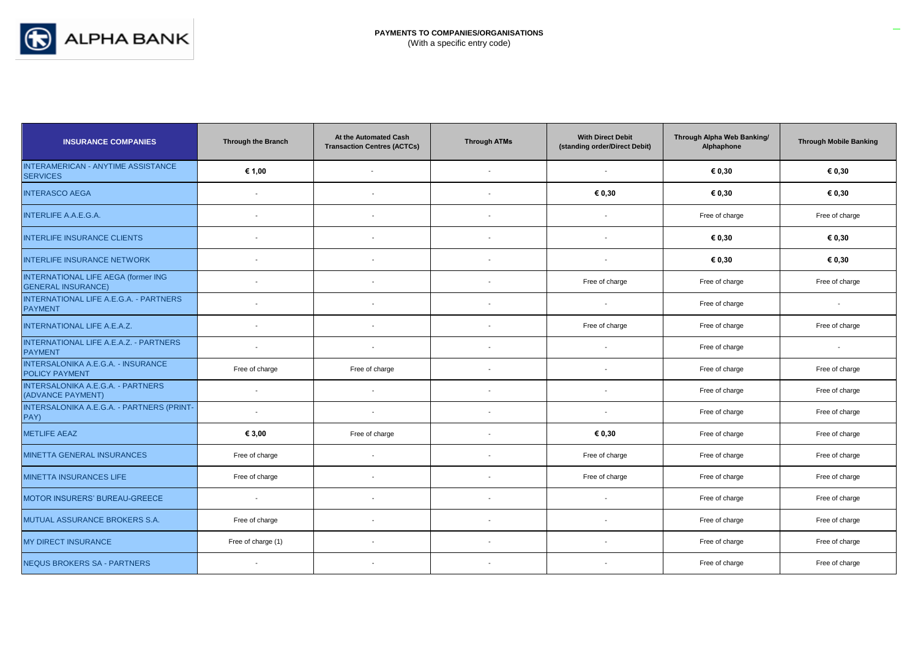**PAYMENTS TO COMPANIES/ORGANISATIONS**
(With a specific entry code)

| INSURANCE COMPANIES | Through the Branch | At the Automated Cash Transaction Centres (ACTCs) | Through ATMs | With Direct Debit (standing order/Direct Debit) | Through Alpha Web Banking/ Alphaphone | Through Mobile Banking |
|---|---|---|---|---|---|---|
| INTERAMERICAN - ANYTIME ASSISTANCE SERVICES | **€ 1,00** | - | - | - | **€ 0,30** | **€ 0,30** |
| INTERASCO AEGA | - | - | - | **€ 0,30** | **€ 0,30** | **€ 0,30** |
| INTERLIFE A.A.E.G.A. | - | - | - | - | Free of charge | Free of charge |
| INTERLIFE INSURANCE CLIENTS | - | - | - | - | **€ 0,30** | **€ 0,30** |
| INTERLIFE INSURANCE NETWORK | - | - | - | - | **€ 0,30** | **€ 0,30** |
| INTERNATIONAL LIFE AEGA (former ING GENERAL INSURANCE) | - | - | - | Free of charge | Free of charge | Free of charge |
| INTERNATIONAL LIFE A.E.G.A. - PARTNERS PAYMENT | - | - | - | - | Free of charge | - |
| INTERNATIONAL LIFE A.E.A.Z. | - | - | - | Free of charge | Free of charge | Free of charge |
| INTERNATIONAL LIFE A.E.A.Z. - PARTNERS PAYMENT | - | - | - | - | Free of charge | - |
| INTERSALONIKA A.E.G.A. - INSURANCE POLICY PAYMENT | Free of charge | Free of charge | - | - | Free of charge | Free of charge |
| INTERSALONIKA A.E.G.A. - PARTNERS (ADVANCE PAYMENT) | - | - | - | - | Free of charge | Free of charge |
| INTERSALONIKA A.E.G.A. - PARTNERS (PRINT-PAY) | - | - | - | - | Free of charge | Free of charge |
| METLIFE AEAZ | **€ 3,00** | Free of charge | - | **€ 0,30** | Free of charge | Free of charge |
| MINETTA GENERAL INSURANCES | Free of charge | - | - | Free of charge | Free of charge | Free of charge |
| MINETTA INSURANCES LIFE | Free of charge | - | - | Free of charge | Free of charge | Free of charge |
| MOTOR INSURERS' BUREAU-GREECE | - | - | - | - | Free of charge | Free of charge |
| MUTUAL ASSURANCE BROKERS S.A. | Free of charge | - | - | - | Free of charge | Free of charge |
| MY DIRECT INSURANCE | Free of charge (1) | - | - | - | Free of charge | Free of charge |
| NEQUS BROKERS SA - PARTNERS | - | - | - | - | Free of charge | Free of charge |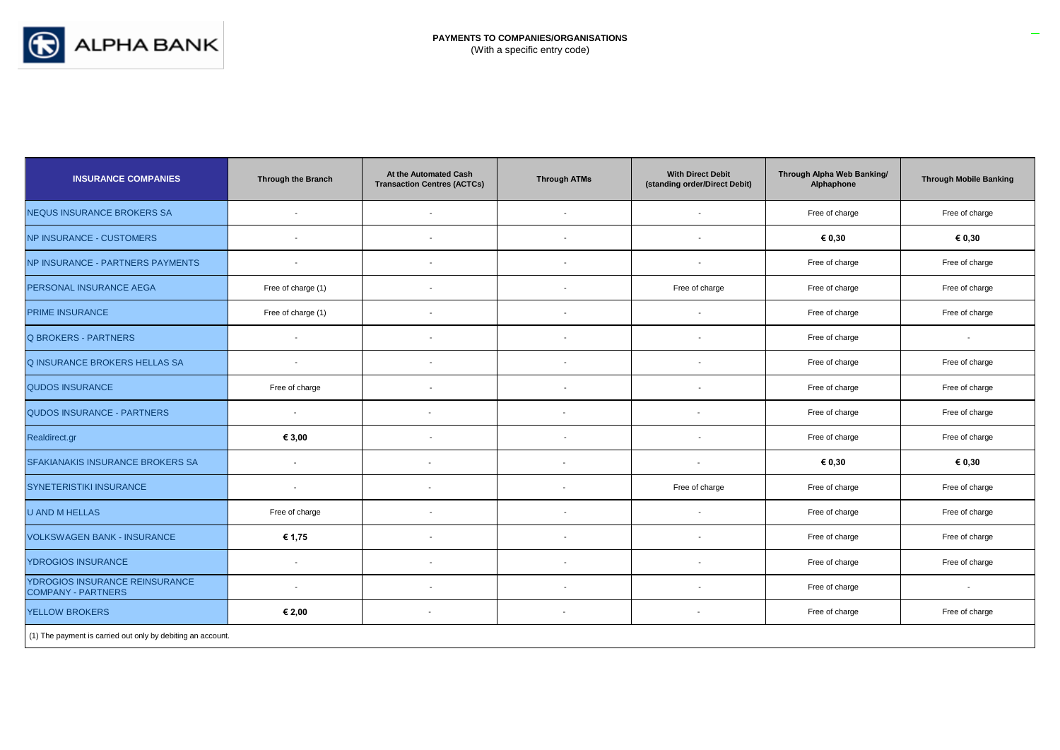**PAYMENTS TO COMPANIES/ORGANISATIONS**
(With a specific entry code)

| INSURANCE COMPANIES | Through the Branch | At the Automated Cash Transaction Centres (ACTCs) | Through ATMs | With Direct Debit (standing order/Direct Debit) | Through Alpha Web Banking/ Alphaphone | Through Mobile Banking |
|---|---|---|---|---|---|---|
| NEQUS INSURANCE BROKERS SA | - | - | - | - | Free of charge | Free of charge |
| NP INSURANCE - CUSTOMERS | - | - | - | - | **€ 0,30** | **€ 0,30** |
| NP INSURANCE - PARTNERS PAYMENTS | - | - | - | - | Free of charge | Free of charge |
| PERSONAL INSURANCE AEGA | Free of charge (1) | - | - | Free of charge | Free of charge | Free of charge |
| PRIME INSURANCE | Free of charge (1) | - | - | - | Free of charge | Free of charge |
| Q BROKERS - PARTNERS | - | - | - | - | Free of charge | - |
| Q INSURANCE BROKERS HELLAS SA | - | - | - | - | Free of charge | Free of charge |
| QUDOS INSURANCE | Free of charge | - | - | - | Free of charge | Free of charge |
| QUDOS INSURANCE - PARTNERS | - | - | - | - | Free of charge | Free of charge |
| Realdirect.gr | **€ 3,00** | - | - | - | Free of charge | Free of charge |
| SFAKIANAKIS INSURANCE BROKERS SA | - | - | - | - | **€ 0,30** | **€ 0,30** |
| SYNETERISTIKI INSURANCE | - | - | - | Free of charge | Free of charge | Free of charge |
| U AND M HELLAS | Free of charge | - | - | - | Free of charge | Free of charge |
| VOLKSWAGEN BANK - INSURANCE | **€ 1,75** | - | - | - | Free of charge | Free of charge |
| YDROGIOS INSURANCE | - | - | - | - | Free of charge | Free of charge |
| YDROGIOS INSURANCE REINSURANCE COMPANY - PARTNERS | - | - | - | - | Free of charge | - |
| YELLOW BROKERS | **€ 2,00** | - | - | - | Free of charge | Free of charge |

(1) The payment is carried out only by debiting an account.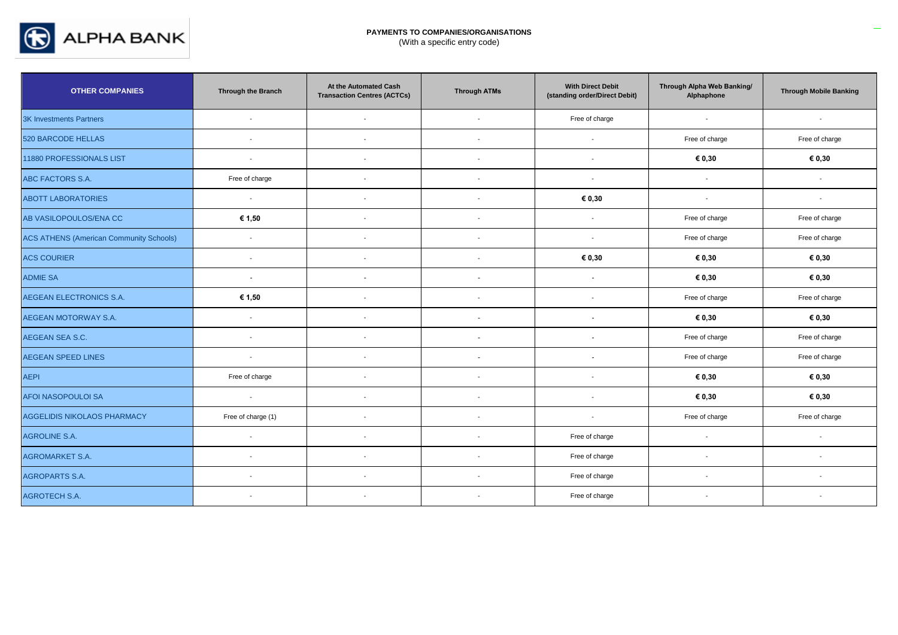**PAYMENTS TO COMPANIES/ORGANISATIONS**
(With a specific entry code)

| OTHER COMPANIES | Through the Branch | At the Automated Cash Transaction Centres (ACTCs) | Through ATMs | With Direct Debit (standing order/Direct Debit) | Through Alpha Web Banking/ Alphaphone | Through Mobile Banking |
|---|---|---|---|---|---|---|
| 3K Investments Partners | - | - | - | Free of charge | - | - |
| 520 BARCODE HELLAS | - | - | - | - | Free of charge | Free of charge |
| 11880 PROFESSIONALS LIST | - | - | - | - | **€ 0,30** | **€ 0,30** |
| ABC FACTORS S.A. | Free of charge | - | - | - | - | - |
| ABOTT LABORATORIES | - | - | - | **€ 0,30** | - | - |
| AB VASILOPOULOS/ENA CC | **€ 1,50** | - | - | - | Free of charge | Free of charge |
| ACS ATHENS (American Community Schools) | - | - | - | - | Free of charge | Free of charge |
| ACS COURIER | - | - | - | **€ 0,30** | **€ 0,30** | **€ 0,30** |
| ADMIE SA | - | - | - | - | **€ 0,30** | **€ 0,30** |
| AEGEAN ELECTRONICS S.A. | **€ 1,50** | - | - | - | Free of charge | Free of charge |
| AEGEAN MOTORWAY S.A. | - | - | - | - | **€ 0,30** | **€ 0,30** |
| AEGEAN SEA S.C. | - | - | - | - | Free of charge | Free of charge |
| AEGEAN SPEED LINES | - | - | - | - | Free of charge | Free of charge |
| AEPI | Free of charge | - | - | - | **€ 0,30** | **€ 0,30** |
| AFOI NASOPOULOI SA | - | - | - | - | **€ 0,30** | **€ 0,30** |
| AGGELIDIS NIKOLAOS PHARMACY | Free of charge (1) | - | - | - | Free of charge | Free of charge |
| AGROLINE S.A. | - | - | - | Free of charge | - | - |
| AGROMARKET S.A. | - | - | - | Free of charge | - | - |
| AGROPARTS S.A. | - | - | - | Free of charge | - | - |
| AGROTECH S.A. | - | - | - | Free of charge | - | - |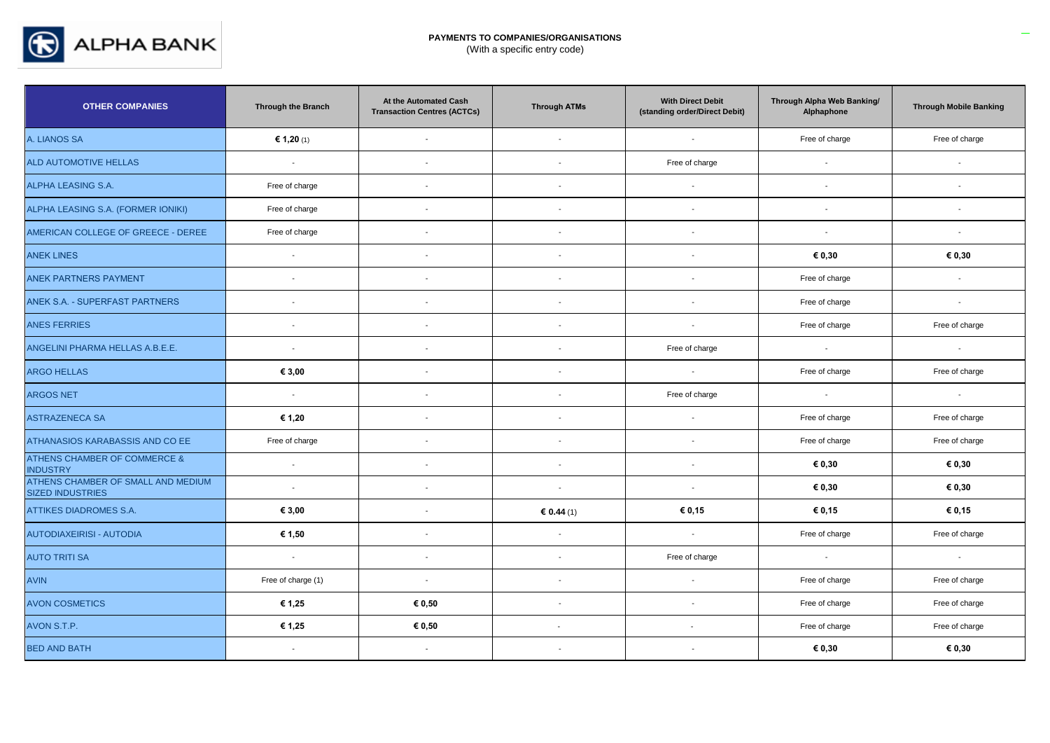**PAYMENTS TO COMPANIES/ORGANISATIONS**
(With a specific entry code)

| OTHER COMPANIES | Through the Branch | At the Automated Cash Transaction Centres (ACTCs) | Through ATMs | With Direct Debit (standing order/Direct Debit) | Through Alpha Web Banking/ Alphaphone | Through Mobile Banking |
|---|---|---|---|---|---|---|
| A. LIANOS SA | **€ 1,20** (1) | - | - | - | Free of charge | Free of charge |
| ALD AUTOMOTIVE HELLAS | - | - | - | Free of charge | - | - |
| ALPHA LEASING S.A. | Free of charge | - | - | - | - | - |
| ALPHA LEASING S.A. (FORMER IONIKI) | Free of charge | - | - | - | - | - |
| AMERICAN COLLEGE OF GREECE - DEREE | Free of charge | - | - | - | - | - |
| ANEK LINES | - | - | - | - | **€ 0,30** | **€ 0,30** |
| ANEK PARTNERS PAYMENT | - | - | - | - | Free of charge | - |
| ANEK S.A. - SUPERFAST PARTNERS | - | - | - | - | Free of charge | - |
| ANES FERRIES | - | - | - | - | Free of charge | Free of charge |
| ANGELINI PHARMA HELLAS A.B.E.E. | - | - | - | Free of charge | - | - |
| ARGO HELLAS | **€ 3,00** | - | - | - | Free of charge | Free of charge |
| ARGOS NET | - | - | - | Free of charge | - | - |
| ASTRAZENECA SA | **€ 1,20** | - | - | - | Free of charge | Free of charge |
| ATHANASIOS KARABASSIS AND CO EE | Free of charge | - | - | - | Free of charge | Free of charge |
| ATHENS CHAMBER OF COMMERCE & INDUSTRY | - | - | - | - | **€ 0,30** | **€ 0,30** |
| ATHENS CHAMBER OF SMALL AND MEDIUM SIZED INDUSTRIES | - | - | - | - | **€ 0,30** | **€ 0,30** |
| ATTIKES DIADROMES S.A. | **€ 3,00** | - | **€ 0.44** (1) | **€ 0,15** | **€ 0,15** | **€ 0,15** |
| AUTODIAXEIRISI - AUTODIA | **€ 1,50** | - | - | - | Free of charge | Free of charge |
| AUTO TRITI SA | - | - | - | Free of charge | - | - |
| AVIN | Free of charge (1) | - | - | - | Free of charge | Free of charge |
| AVON COSMETICS | **€ 1,25** | **€ 0,50** | - | - | Free of charge | Free of charge |
| AVON S.T.P. | **€ 1,25** | **€ 0,50** | - | - | Free of charge | Free of charge |
| BED AND BATH | - | - | - | - | **€ 0,30** | **€ 0,30** |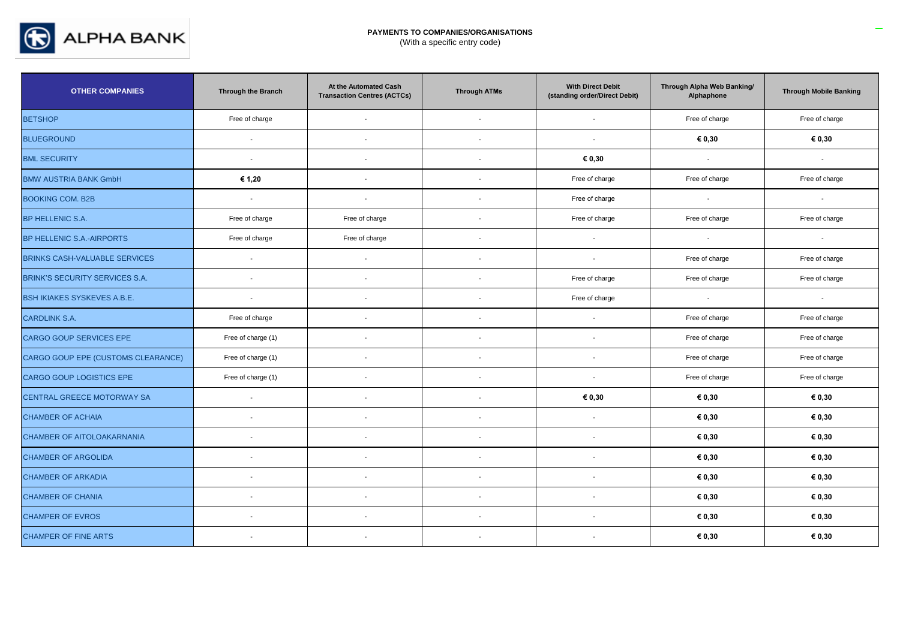**PAYMENTS TO COMPANIES/ORGANISATIONS**
(With a specific entry code)

| OTHER COMPANIES | Through the Branch | At the Automated Cash Transaction Centres (ACTCs) | Through ATMs | With Direct Debit (standing order/Direct Debit) | Through Alpha Web Banking/ Alphaphone | Through Mobile Banking |
|---|---|---|---|---|---|---|
| BETSHOP | Free of charge | - | - | - | Free of charge | Free of charge |
| BLUEGROUND | - | - | - | - | **€ 0,30** | **€ 0,30** |
| BML SECURITY | - | - | - | **€ 0,30** | - | - |
| BMW AUSTRIA BANK GmbH | **€ 1,20** | - | - | Free of charge | Free of charge | Free of charge |
| BOOKING COM. B2B | - | - | - | Free of charge | - | - |
| BP HELLENIC S.A. | Free of charge | Free of charge | - | Free of charge | Free of charge | Free of charge |
| BP HELLENIC S.A.-AIRPORTS | Free of charge | Free of charge | - | - | - | - |
| BRINKS CASH-VALUABLE SERVICES | - | - | - | - | Free of charge | Free of charge |
| BRINK'S SECURITY SERVICES S.A. | - | - | - | Free of charge | Free of charge | Free of charge |
| BSH IKIAKES SYSKEVES A.B.E. | - | - | - | Free of charge | - | - |
| CARDLINK S.A. | Free of charge | - | - | - | Free of charge | Free of charge |
| CARGO GOUP SERVICES EPE | Free of charge (1) | - | - | - | Free of charge | Free of charge |
| CARGO GOUP EPE (CUSTOMS CLEARANCE) | Free of charge (1) | - | - | - | Free of charge | Free of charge |
| CARGO GOUP LOGISTICS EPE | Free of charge (1) | - | - | - | Free of charge | Free of charge |
| CENTRAL GREECE MOTORWAY SA | - | - | - | **€ 0,30** | **€ 0,30** | **€ 0,30** |
| CHAMBER OF ACHAIA | - | - | - | - | **€ 0,30** | **€ 0,30** |
| CHAMBER OF AITOLOAKARNANIA | - | - | - | - | **€ 0,30** | **€ 0,30** |
| CHAMBER OF ARGOLIDA | - | - | - | - | **€ 0,30** | **€ 0,30** |
| CHAMBER OF ARKADIA | - | - | - | - | **€ 0,30** | **€ 0,30** |
| CHAMBER OF CHANIA | - | - | - | - | **€ 0,30** | **€ 0,30** |
| CHAMPER OF EVROS | - | - | - | - | **€ 0,30** | **€ 0,30** |
| CHAMPER OF FINE ARTS | - | - | - | - | **€ 0,30** | **€ 0,30** |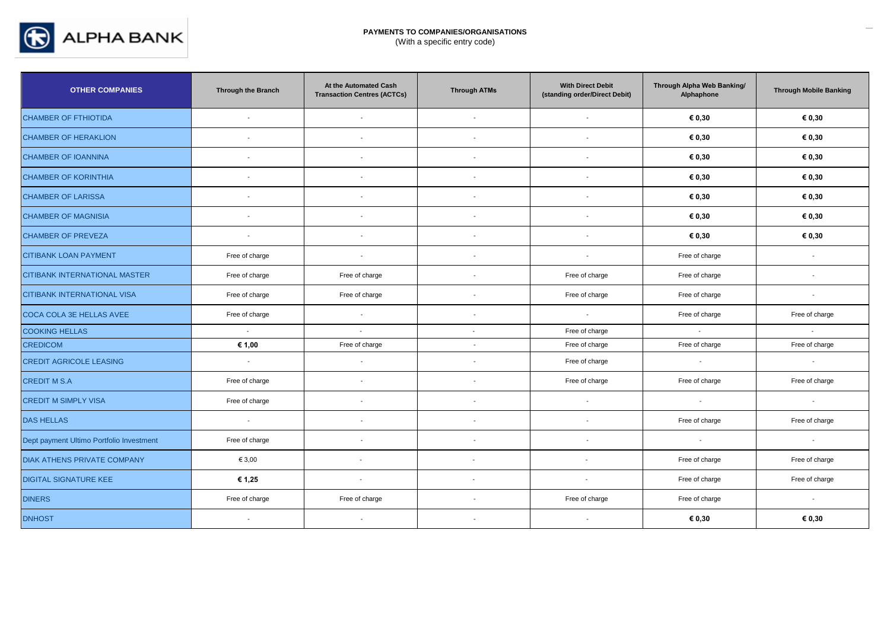**PAYMENTS TO COMPANIES/ORGANISATIONS**
(With a specific entry code)

| OTHER COMPANIES | Through the Branch | At the Automated Cash Transaction Centres (ACTCs) | Through ATMs | With Direct Debit (standing order/Direct Debit) | Through Alpha Web Banking/ Alphaphone | Through Mobile Banking |
|---|---|---|---|---|---|---|
| CHAMBER OF FTHIOTIDA | - | - | - | - | **€ 0,30** | **€ 0,30** |
| CHAMBER OF HERAKLION | - | - | - | - | **€ 0,30** | **€ 0,30** |
| CHAMBER OF IOANNINA | - | - | - | - | **€ 0,30** | **€ 0,30** |
| CHAMBER OF KORINTHIA | - | - | - | - | **€ 0,30** | **€ 0,30** |
| CHAMBER OF LARISSA | - | - | - | - | **€ 0,30** | **€ 0,30** |
| CHAMBER OF MAGNISIA | - | - | - | - | **€ 0,30** | **€ 0,30** |
| CHAMBER OF PREVEZA | - | - | - | - | **€ 0,30** | **€ 0,30** |
| CITIBANK LOAN PAYMENT | Free of charge | - | - | - | Free of charge | - |
| CITIBANK INTERNATIONAL MASTER | Free of charge | Free of charge | - | Free of charge | Free of charge | - |
| CITIBANK INTERNATIONAL VISA | Free of charge | Free of charge | - | Free of charge | Free of charge | - |
| COCA COLA 3E HELLAS AVEE | Free of charge | - | - | - | Free of charge | Free of charge |
| COOKING HELLAS | - | - | - | Free of charge | - | - |
| CREDICOM | **€ 1,00** | Free of charge | - | Free of charge | Free of charge | Free of charge |
| CREDIT AGRICOLE LEASING | - | - | - | Free of charge | - | - |
| CREDIT M S.A | Free of charge | - | - | Free of charge | Free of charge | Free of charge |
| CREDIT M SIMPLY VISA | Free of charge | - | - | - | - | - |
| DAS HELLAS | - | - | - | - | Free of charge | Free of charge |
| Dept payment Ultimo Portfolio Investment | Free of charge | - | - | - | - | - |
| DIAK ATHENS PRIVATE COMPANY | € 3,00 | - | - | - | Free of charge | Free of charge |
| DIGITAL SIGNATURE KEE | **€ 1,25** | - | - | - | Free of charge | Free of charge |
| DINERS | Free of charge | Free of charge | - | Free of charge | Free of charge | - |
| DNHOST | - | - | - | - | **€ 0,30** | **€ 0,30** |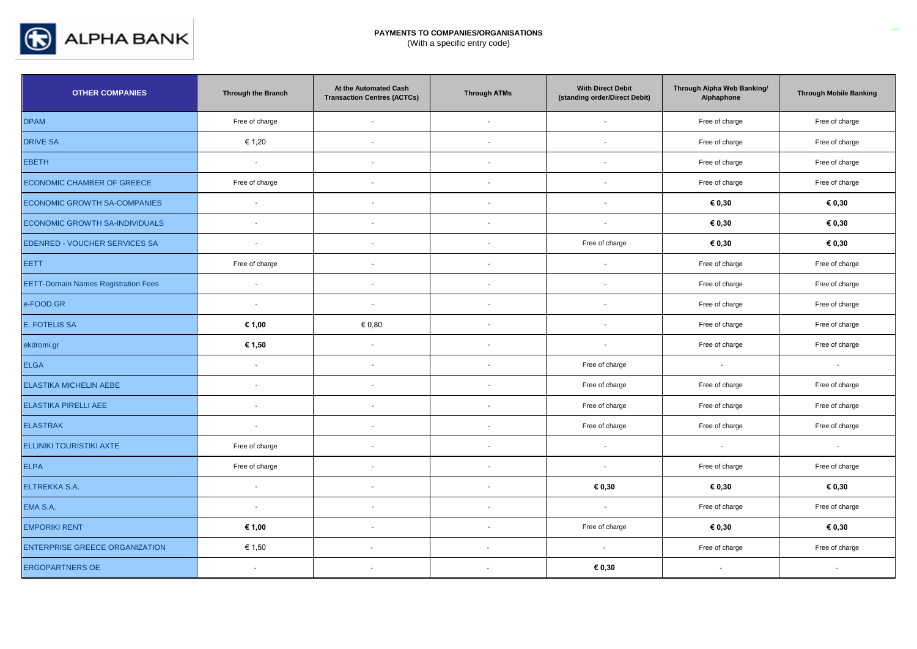**PAYMENTS TO COMPANIES/ORGANISATIONS**
(With a specific entry code)

| OTHER COMPANIES | Through the Branch | At the Automated Cash Transaction Centres (ACTCs) | Through ATMs | With Direct Debit (standing order/Direct Debit) | Through Alpha Web Banking/ Alphaphone | Through Mobile Banking |
|---|---|---|---|---|---|---|
| DPAM | Free of charge | - | - | - | Free of charge | Free of charge |
| DRIVE SA | € 1,20 | - | - | - | Free of charge | Free of charge |
| EBETH | - | - | - | - | Free of charge | Free of charge |
| ECONOMIC CHAMBER OF GREECE | Free of charge | - | - | - | Free of charge | Free of charge |
| ECONOMIC GROWTH SA-COMPANIES | - | - | - | - | **€ 0,30** | **€ 0,30** |
| ECONOMIC GROWTH SA-INDIVIDUALS | - | - | - | - | **€ 0,30** | **€ 0,30** |
| EDENRED - VOUCHER SERVICES SA | - | - | - | Free of charge | **€ 0,30** | **€ 0,30** |
| EETT | Free of charge | - | - | - | Free of charge | Free of charge |
| EETT-Domain Names Registration Fees | - | - | - | - | Free of charge | Free of charge |
| e-FOOD.GR | - | - | - | - | Free of charge | Free of charge |
| E. FOTELIS SA | **€ 1,00** | € 0,80 | - | - | Free of charge | Free of charge |
| ekdromi.gr | **€ 1,50** | - | - | - | Free of charge | Free of charge |
| ELGA | - | - | - | Free of charge | - | - |
| ELASTIKA MICHELIN AEBE | - | - | - | Free of charge | Free of charge | Free of charge |
| ELASTIKA PIRELLI AEE | - | - | - | Free of charge | Free of charge | Free of charge |
| ELASTRAK | - | - | - | Free of charge | Free of charge | Free of charge |
| ELLINIKI TOURISTIKI AXTE | Free of charge | - | - | - | - | - |
| ELPA | Free of charge | - | - | - | Free of charge | Free of charge |
| ELTREKKA S.A. | - | - | - | **€ 0,30** | **€ 0,30** | **€ 0,30** |
| EMA S.A. | - | - | - | - | Free of charge | Free of charge |
| EMPORIKI RENT | **€ 1,00** | - | - | Free of charge | **€ 0,30** | **€ 0,30** |
| ENTERPRISE GREECE ORGANIZATION | € 1,50 | - | - | - | Free of charge | Free of charge |
| ERGOPARTNERS OE | - | - | - | **€ 0,30** | - | - |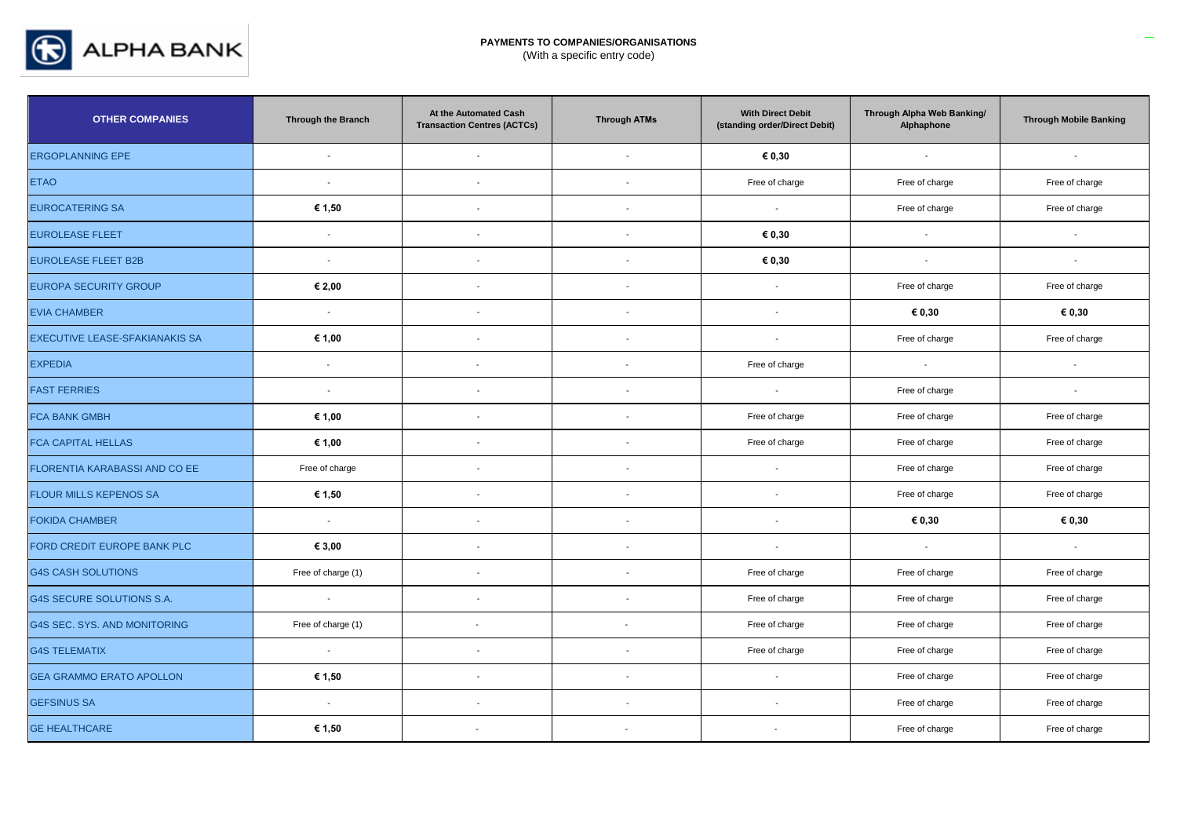ALPHA BANK

**PAYMENTS TO COMPANIES/ORGANISATIONS**
(With a specific entry code)

| OTHER COMPANIES | Through the Branch | At the Automated Cash Transaction Centres (ACTCs) | Through ATMs | With Direct Debit (standing order/Direct Debit) | Through Alpha Web Banking/ Alphaphone | Through Mobile Banking |
|---|---|---|---|---|---|---|
| ERGOPLANNING EPE | - | - | - | **€ 0,30** | - | - |
| ETAO | - | - | - | Free of charge | Free of charge | Free of charge |
| EUROCATERING SA | **€ 1,50** | - | - | - | Free of charge | Free of charge |
| EUROLEASE FLEET | - | - | - | **€ 0,30** | - | - |
| EUROLEASE FLEET B2B | - | - | - | **€ 0,30** | - | - |
| EUROPA SECURITY GROUP | **€ 2,00** | - | - | - | Free of charge | Free of charge |
| EVIA CHAMBER | - | - | - | - | **€ 0,30** | **€ 0,30** |
| EXECUTIVE LEASE-SFAKIANAKIS SA | **€ 1,00** | - | - | - | Free of charge | Free of charge |
| EXPEDIA | - | - | - | Free of charge | - | - |
| FAST FERRIES | - | - | - | - | Free of charge | - |
| FCA BANK GMBH | **€ 1,00** | - | - | Free of charge | Free of charge | Free of charge |
| FCA CAPITAL HELLAS | **€ 1,00** | - | - | Free of charge | Free of charge | Free of charge |
| FLORENTIA KARABASSI AND CO EE | Free of charge | - | - | - | Free of charge | Free of charge |
| FLOUR MILLS KEPENOS SA | **€ 1,50** | - | - | - | Free of charge | Free of charge |
| FOKIDA CHAMBER | - | - | - | - | **€ 0,30** | **€ 0,30** |
| FORD CREDIT EUROPE BANK PLC | **€ 3,00** | - | - | - | - | - |
| G4S CASH SOLUTIONS | Free of charge (1) | - | - | Free of charge | Free of charge | Free of charge |
| G4S SECURE SOLUTIONS S.A. | - | - | - | Free of charge | Free of charge | Free of charge |
| G4S SEC. SYS. AND MONITORING | Free of charge (1) | - | - | Free of charge | Free of charge | Free of charge |
| G4S TELEMATIX | - | - | - | Free of charge | Free of charge | Free of charge |
| GEA GRAMMO ERATO APOLLON | **€ 1,50** | - | - | - | Free of charge | Free of charge |
| GEFSINUS SA | - | - | - | - | Free of charge | Free of charge |
| GE HEALTHCARE | **€ 1,50** | - | - | - | Free of charge | Free of charge |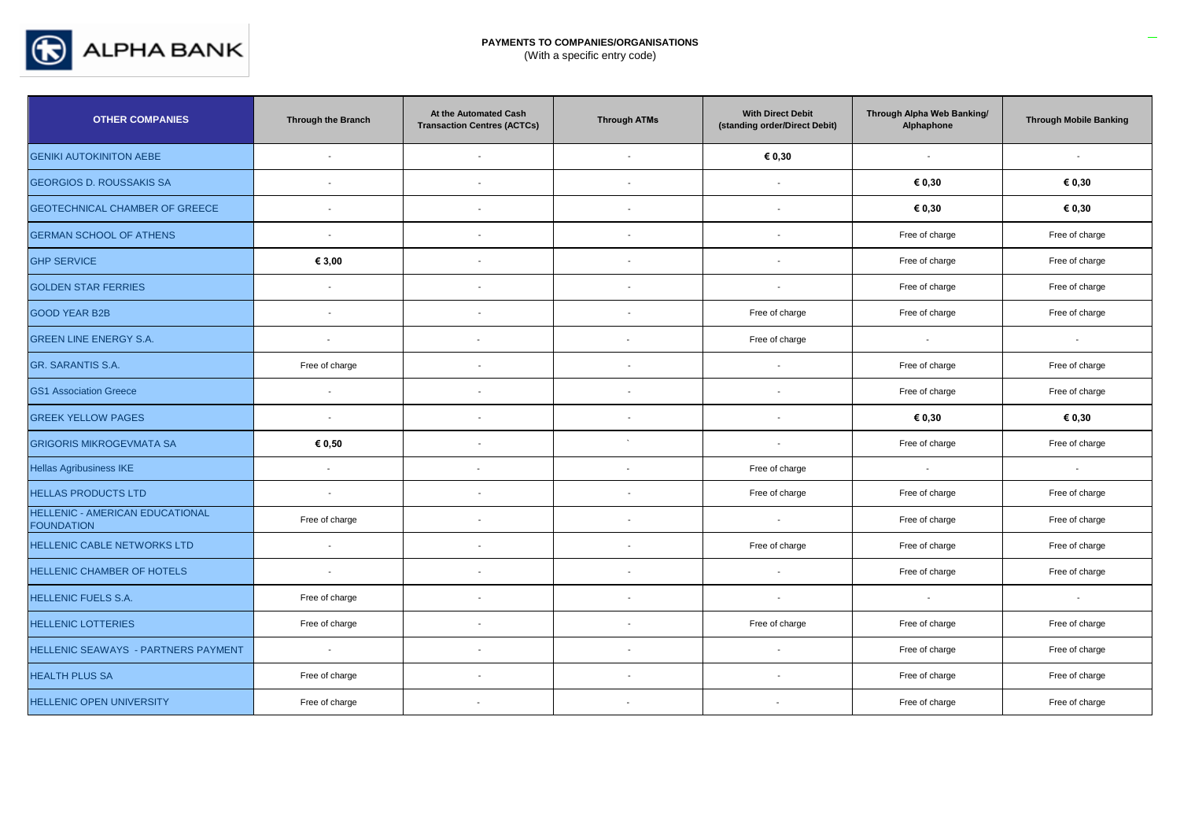**PAYMENTS TO COMPANIES/ORGANISATIONS**
(With a specific entry code)

| OTHER COMPANIES | Through the Branch | At the Automated Cash Transaction Centres (ACTCs) | Through ATMs | With Direct Debit (standing order/Direct Debit) | Through Alpha Web Banking/ Alphaphone | Through Mobile Banking |
|---|---|---|---|---|---|---|
| GENIKI AUTOKINITON AEBE | - | - | - | **€ 0,30** | - | - |
| GEORGIOS D. ROUSSAKIS SA | - | - | - | - | **€ 0,30** | **€ 0,30** |
| GEOTECHNICAL CHAMBER OF GREECE | - | - | - | - | **€ 0,30** | **€ 0,30** |
| GERMAN SCHOOL OF ATHENS | - | - | - | - | Free of charge | Free of charge |
| GHP SERVICE | **€ 3,00** | - | - | - | Free of charge | Free of charge |
| GOLDEN STAR FERRIES | - | - | - | - | Free of charge | Free of charge |
| GOOD YEAR B2B | - | - | - | Free of charge | Free of charge | Free of charge |
| GREEN LINE ENERGY S.A. | - | - | - | Free of charge | - | - |
| GR. SARANTIS S.A. | Free of charge | - | - | - | Free of charge | Free of charge |
| GS1 Association Greece | - | - | - | - | Free of charge | Free of charge |
| GREEK YELLOW PAGES | - | - | - | - | **€ 0,30** | **€ 0,30** |
| GRIGORIS MIKROGEVMATA SA | **€ 0,50** | - | ` | - | Free of charge | Free of charge |
| Hellas Agribusiness IKE | - | - | - | Free of charge | - | - |
| HELLAS PRODUCTS LTD | - | - | - | Free of charge | Free of charge | Free of charge |
| HELLENIC - AMERICAN EDUCATIONAL FOUNDATION | Free of charge | - | - | - | Free of charge | Free of charge |
| HELLENIC CABLE NETWORKS LTD | - | - | - | Free of charge | Free of charge | Free of charge |
| HELLENIC CHAMBER OF HOTELS | - | - | - | - | Free of charge | Free of charge |
| HELLENIC FUELS S.A. | Free of charge | - | - | - | - | - |
| HELLENIC LOTTERIES | Free of charge | - | - | Free of charge | Free of charge | Free of charge |
| HELLENIC SEAWAYS - PARTNERS PAYMENT | - | - | - | - | Free of charge | Free of charge |
| HEALTH PLUS SA | Free of charge | - | - | - | Free of charge | Free of charge |
| HELLENIC OPEN UNIVERSITY | Free of charge | - | - | - | Free of charge | Free of charge |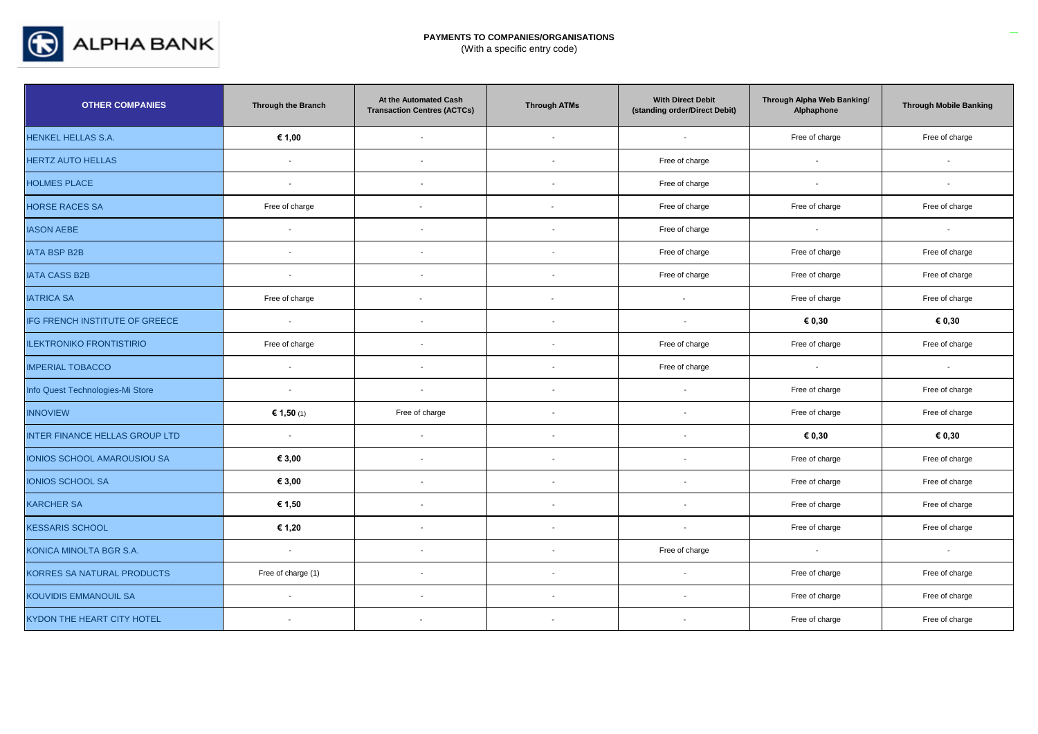**PAYMENTS TO COMPANIES/ORGANISATIONS**
(With a specific entry code)

| OTHER COMPANIES | Through the Branch | At the Automated Cash Transaction Centres (ACTCs) | Through ATMs | With Direct Debit (standing order/Direct Debit) | Through Alpha Web Banking/ Alphaphone | Through Mobile Banking |
|---|---|---|---|---|---|---|
| HENKEL HELLAS S.A. | **€ 1,00** | - | - | - | Free of charge | Free of charge |
| HERTZ AUTO HELLAS | - | - | - | Free of charge | - | - |
| HOLMES PLACE | - | - | - | Free of charge | - | - |
| HORSE RACES SA | Free of charge | - | - | Free of charge | Free of charge | Free of charge |
| IASON AEBE | - | - | - | Free of charge | - | - |
| IATA BSP B2B | - | - | - | Free of charge | Free of charge | Free of charge |
| IATA CASS B2B | - | - | - | Free of charge | Free of charge | Free of charge |
| IATRICA SA | Free of charge | - | - | - | Free of charge | Free of charge |
| IFG FRENCH INSTITUTE OF GREECE | - | - | - | - | **€ 0,30** | **€ 0,30** |
| ILEKTRONIKO FRONTISTIRIO | Free of charge | - | - | Free of charge | Free of charge | Free of charge |
| IMPERIAL TOBACCO | - | - | - | Free of charge | - | - |
| Info Quest Technologies-Mi Store | - | - | - | - | Free of charge | Free of charge |
| INNOVIEW | **€ 1,50** (1) | Free of charge | - | - | Free of charge | Free of charge |
| INTER FINANCE HELLAS GROUP LTD | - | - | - | - | **€ 0,30** | **€ 0,30** |
| IONIOS SCHOOL AMAROUSIOU SA | **€ 3,00** | - | - | - | Free of charge | Free of charge |
| IONIOS SCHOOL SA | **€ 3,00** | - | - | - | Free of charge | Free of charge |
| KARCHER SA | **€ 1,50** | - | - | - | Free of charge | Free of charge |
| KESSARIS SCHOOL | **€ 1,20** | - | - | - | Free of charge | Free of charge |
| KONICA MINOLTA BGR S.A. | - | - | - | Free of charge | - | - |
| KORRES SA NATURAL PRODUCTS | Free of charge (1) | - | - | - | Free of charge | Free of charge |
| KOUVIDIS EMMANOUIL SA | - | - | - | - | Free of charge | Free of charge |
| KYDON THE HEART CITY HOTEL | - | - | - | - | Free of charge | Free of charge |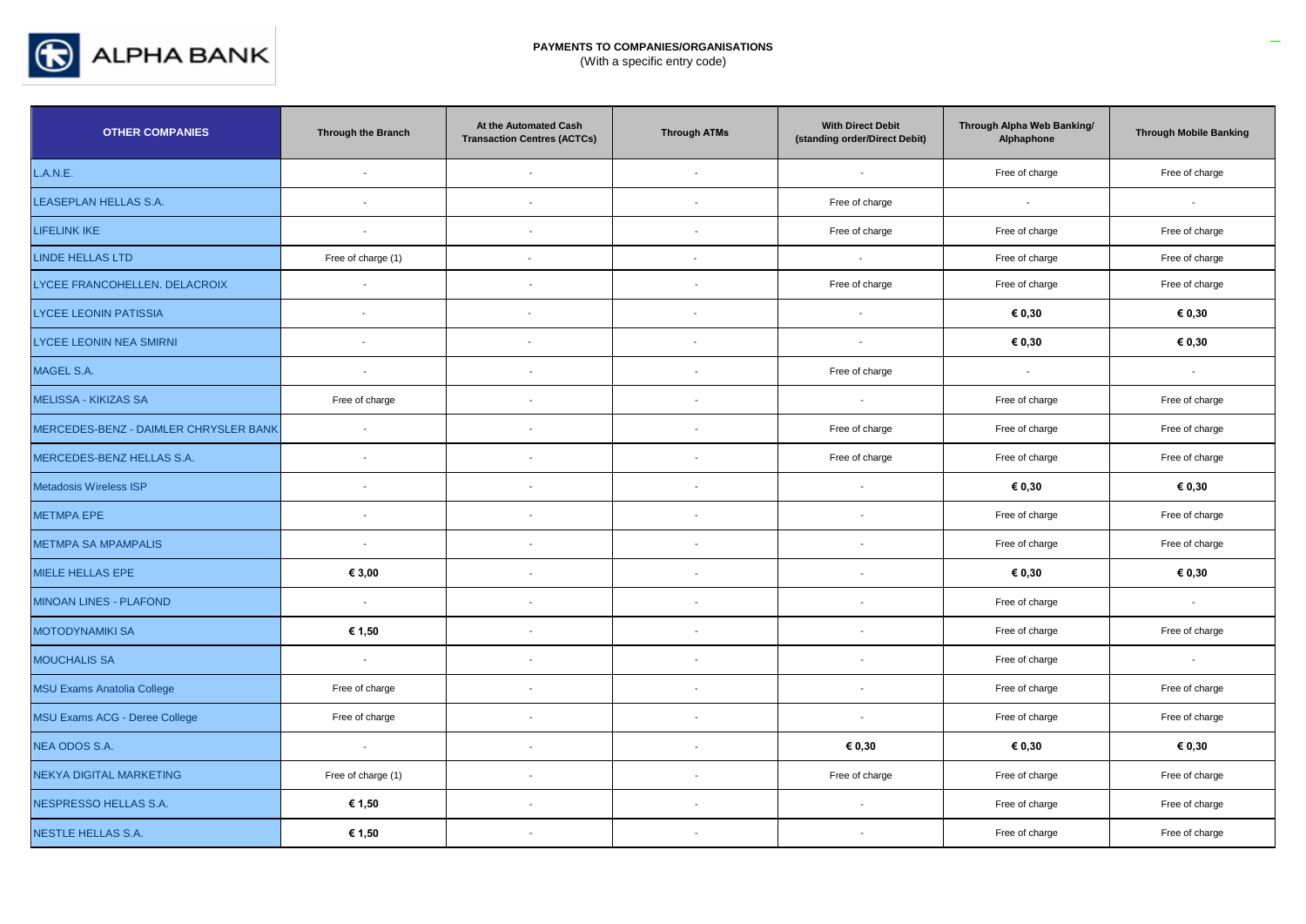**PAYMENTS TO COMPANIES/ORGANISATIONS**
(With a specific entry code)

| OTHER COMPANIES | Through the Branch | At the Automated Cash Transaction Centres (ACTCs) | Through ATMs | With Direct Debit (standing order/Direct Debit) | Through Alpha Web Banking/ Alphaphone | Through Mobile Banking |
|---|---|---|---|---|---|---|
| L.A.N.E. | - | - | - | - | Free of charge | Free of charge |
| LEASEPLAN HELLAS S.A. | - | - | - | Free of charge | - | - |
| LIFELINK IKE | - | - | - | Free of charge | Free of charge | Free of charge |
| LINDE HELLAS LTD | Free of charge (1) | - | - | - | Free of charge | Free of charge |
| LYCEE FRANCOHELLEN. DELACROIX | - | - | - | Free of charge | Free of charge | Free of charge |
| LYCEE LEONIN PATISSIA | - | - | - | - | **€ 0,30** | **€ 0,30** |
| LYCEE LEONIN NEA SMIRNI | - | - | - | - | **€ 0,30** | **€ 0,30** |
| MAGEL S.A. | - | - | - | Free of charge | - | - |
| MELISSA - KIKIZAS SA | Free of charge | - | - | - | Free of charge | Free of charge |
| MERCEDES-BENZ - DAIMLER CHRYSLER BANK | - | - | - | Free of charge | Free of charge | Free of charge |
| MERCEDES-BENZ HELLAS S.A. | - | - | - | Free of charge | Free of charge | Free of charge |
| Metadosis Wireless ISP | - | - | - | - | **€ 0,30** | **€ 0,30** |
| METMPA EPE | - | - | - | - | Free of charge | Free of charge |
| METMPA SA MPAMPALIS | - | - | - | - | Free of charge | Free of charge |
| MIELE HELLAS EPE | **€ 3,00** | - | - | - | **€ 0,30** | **€ 0,30** |
| MINOAN LINES - PLAFOND | - | - | - | - | Free of charge | - |
| MOTODYNAMIKI SA | **€ 1,50** | - | - | - | Free of charge | Free of charge |
| MOUCHALIS SA | - | - | - | - | Free of charge | - |
| MSU Exams Anatolia College | Free of charge | - | - | - | Free of charge | Free of charge |
| MSU Exams ACG - Deree College | Free of charge | - | - | - | Free of charge | Free of charge |
| NEA ODOS S.A. | - | - | - | **€ 0,30** | **€ 0,30** | **€ 0,30** |
| NEKYA DIGITAL MARKETING | Free of charge (1) | - | - | Free of charge | Free of charge | Free of charge |
| NESPRESSO HELLAS S.A. | **€ 1,50** | - | - | - | Free of charge | Free of charge |
| NESTLE HELLAS S.A. | **€ 1,50** | - | - | - | Free of charge | Free of charge |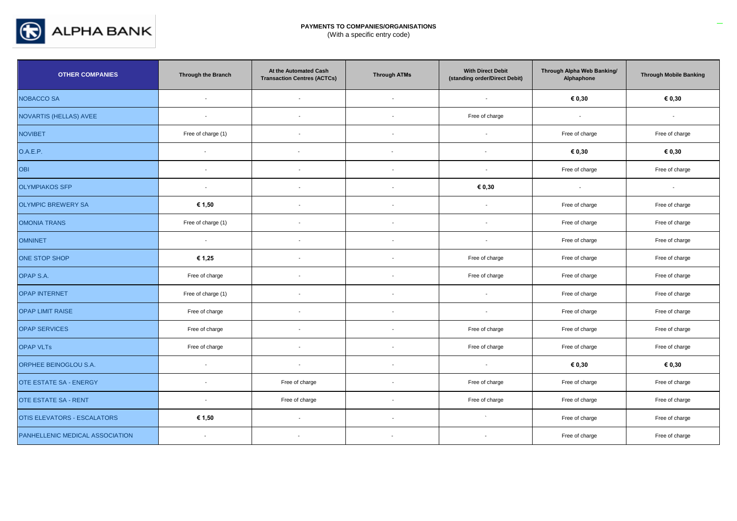**PAYMENTS TO COMPANIES/ORGANISATIONS**
(With a specific entry code)

| OTHER COMPANIES | Through the Branch | At the Automated Cash Transaction Centres (ACTCs) | Through ATMs | With Direct Debit (standing order/Direct Debit) | Through Alpha Web Banking/ Alphaphone | Through Mobile Banking |
|---|---|---|---|---|---|---|
| NOBACCO SA | - | - | - | - | **€ 0,30** | **€ 0,30** |
| NOVARTIS (HELLAS) AVEE | - | - | - | Free of charge | - | - |
| NOVIBET | Free of charge (1) | - | - | - | Free of charge | Free of charge |
| O.A.E.P. | - | - | - | - | **€ 0,30** | **€ 0,30** |
| OBI | - | - | - | - | Free of charge | Free of charge |
| OLYMPIAKOS SFP | - | - | - | **€ 0,30** | - | - |
| OLYMPIC BREWERY SA | **€ 1,50** | - | - | - | Free of charge | Free of charge |
| OMONIA TRANS | Free of charge (1) | - | - | - | Free of charge | Free of charge |
| OMNINET | - | - | - | - | Free of charge | Free of charge |
| ONE STOP SHOP | **€ 1,25** | - | - | Free of charge | Free of charge | Free of charge |
| OPAP S.A. | Free of charge | - | - | Free of charge | Free of charge | Free of charge |
| OPAP INTERNET | Free of charge (1) | - | - | - | Free of charge | Free of charge |
| OPAP LIMIT RAISE | Free of charge | - | - | - | Free of charge | Free of charge |
| OPAP SERVICES | Free of charge | - | - | Free of charge | Free of charge | Free of charge |
| OPAP VLTs | Free of charge | - | - | Free of charge | Free of charge | Free of charge |
| ORPHEE BEINOGLOU S.A. | - | - | - | - | **€ 0,30** | **€ 0,30** |
| OTE ESTATE SA - ENERGY | - | Free of charge | - | Free of charge | Free of charge | Free of charge |
| OTE ESTATE SA - RENT | - | Free of charge | - | Free of charge | Free of charge | Free of charge |
| OTIS ELEVATORS - ESCALATORS | **€ 1,50** | - | - | ` | Free of charge | Free of charge |
| PANHELLENIC MEDICAL ASSOCIATION | - | - | - | - | Free of charge | Free of charge |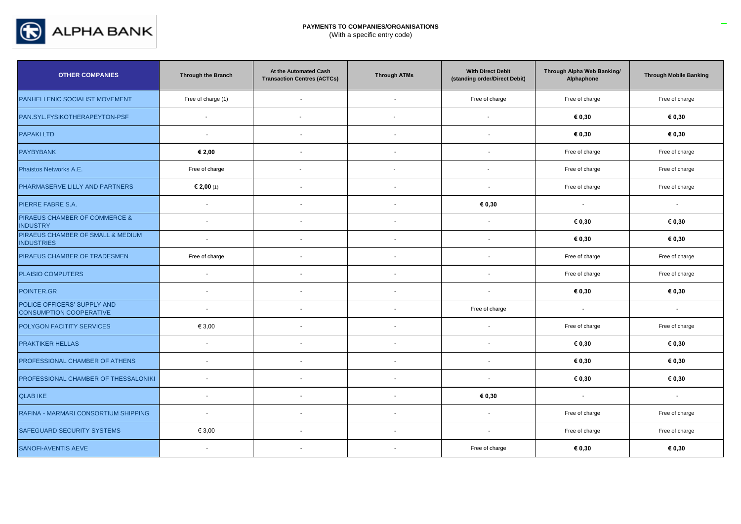**PAYMENTS TO COMPANIES/ORGANISATIONS**
(With a specific entry code)

| OTHER COMPANIES | Through the Branch | At the Automated Cash Transaction Centres (ACTCs) | Through ATMs | With Direct Debit (standing order/Direct Debit) | Through Alpha Web Banking/ Alphaphone | Through Mobile Banking |
|---|---|---|---|---|---|---|
| PANHELLENIC SOCIALIST MOVEMENT | Free of charge (1) | - | - | Free of charge | Free of charge | Free of charge |
| PAN.SYL.FYSIKOTHERAPEYTON-PSF | - | - | - | - | **€ 0,30** | **€ 0,30** |
| PAPAKI LTD | - | - | - | - | **€ 0,30** | **€ 0,30** |
| PAYBYBANK | **€ 2,00** | - | - | - | Free of charge | Free of charge |
| Phaistos Networks A.E. | Free of charge | - | - | - | Free of charge | Free of charge |
| PHARMASERVE LILLY AND PARTNERS | **€ 2,00** (1) | - | - | - | Free of charge | Free of charge |
| PIERRE FABRE S.A. | - | - | - | **€ 0,30** | - | - |
| PIRAEUS CHAMBER OF COMMERCE & INDUSTRY | - | - | - | - | **€ 0,30** | **€ 0,30** |
| PIRAEUS CHAMBER OF SMALL & MEDIUM INDUSTRIES | - | - | - | - | **€ 0,30** | **€ 0,30** |
| PIRAEUS CHAMBER OF TRADESMEN | Free of charge | - | - | - | Free of charge | Free of charge |
| PLAISIO COMPUTERS | - | - | - | - | Free of charge | Free of charge |
| POINTER.GR | - | - | - | - | **€ 0,30** | **€ 0,30** |
| POLICE OFFICERS' SUPPLY AND CONSUMPTION COOPERATIVE | - | - | - | Free of charge | - | - |
| POLYGON FACITITY SERVICES | € 3,00 | - | - | - | Free of charge | Free of charge |
| PRAKTIKER HELLAS | - | - | - | - | **€ 0,30** | **€ 0,30** |
| PROFESSIONAL CHAMBER OF ATHENS | - | - | - | - | **€ 0,30** | **€ 0,30** |
| PROFESSIONAL CHAMBER OF THESSALONIKI | - | - | - | - | **€ 0,30** | **€ 0,30** |
| QLAB IKE | - | - | - | **€ 0,30** | - | - |
| RAFINA - MARMARI CONSORTIUM SHIPPING | - | - | - | - | Free of charge | Free of charge |
| SAFEGUARD SECURITY SYSTEMS | € 3,00 | - | - | - | Free of charge | Free of charge |
| SANOFI-AVENTIS AEVE | - | - | - | Free of charge | **€ 0,30** | **€ 0,30** |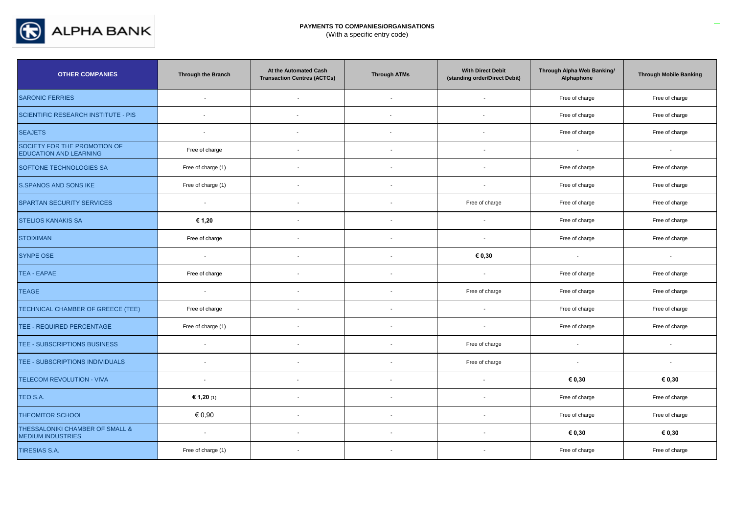**PAYMENTS TO COMPANIES/ORGANISATIONS**
(With a specific entry code)

| OTHER COMPANIES | Through the Branch | At the Automated Cash Transaction Centres (ACTCs) | Through ATMs | With Direct Debit (standing order/Direct Debit) | Through Alpha Web Banking/ Alphaphone | Through Mobile Banking |
|---|---|---|---|---|---|---|
| SARONIC FERRIES | - | - | - | - | Free of charge | Free of charge |
| SCIENTIFIC RESEARCH INSTITUTE - PIS | - | - | - | - | Free of charge | Free of charge |
| SEAJETS | - | - | - | - | Free of charge | Free of charge |
| SOCIETY FOR THE PROMOTION OF EDUCATION AND LEARNING | Free of charge | - | - | - | - | - |
| SOFTONE TECHNOLOGIES SA | Free of charge (1) | - | - | - | Free of charge | Free of charge |
| S.SPANOS AND SONS IKE | Free of charge (1) | - | - | - | Free of charge | Free of charge |
| SPARTAN SECURITY SERVICES | - | - | - | Free of charge | Free of charge | Free of charge |
| STELIOS KANAKIS SA | **€ 1,20** | - | - | - | Free of charge | Free of charge |
| STOIXIMAN | Free of charge | - | - | - | Free of charge | Free of charge |
| SYNPE OSE | - | - | - | **€ 0,30** | - | - |
| TEA - EAPAE | Free of charge | - | - | - | Free of charge | Free of charge |
| TEAGE | - | - | - | Free of charge | Free of charge | Free of charge |
| TECHNICAL CHAMBER OF GREECE (TEE) | Free of charge | - | - | - | Free of charge | Free of charge |
| TEE - REQUIRED PERCENTAGE | Free of charge (1) | - | - | - | Free of charge | Free of charge |
| TEE - SUBSCRIPTIONS BUSINESS | - | - | - | Free of charge | - | - |
| TEE - SUBSCRIPTIONS INDIVIDUALS | - | - | - | Free of charge | - | - |
| TELECOM REVOLUTION - VIVA | - | - | - | - | **€ 0,30** | **€ 0,30** |
| TEO S.A. | **€ 1,20** (1) | - | - | - | Free of charge | Free of charge |
| THEOMITOR SCHOOL | € 0,90 | - | - | - | Free of charge | Free of charge |
| THESSALONIKI CHAMBER OF SMALL & MEDIUM INDUSTRIES | - | - | - | - | **€ 0,30** | **€ 0,30** |
| TIRESIAS S.A. | Free of charge (1) | - | - | - | Free of charge | Free of charge |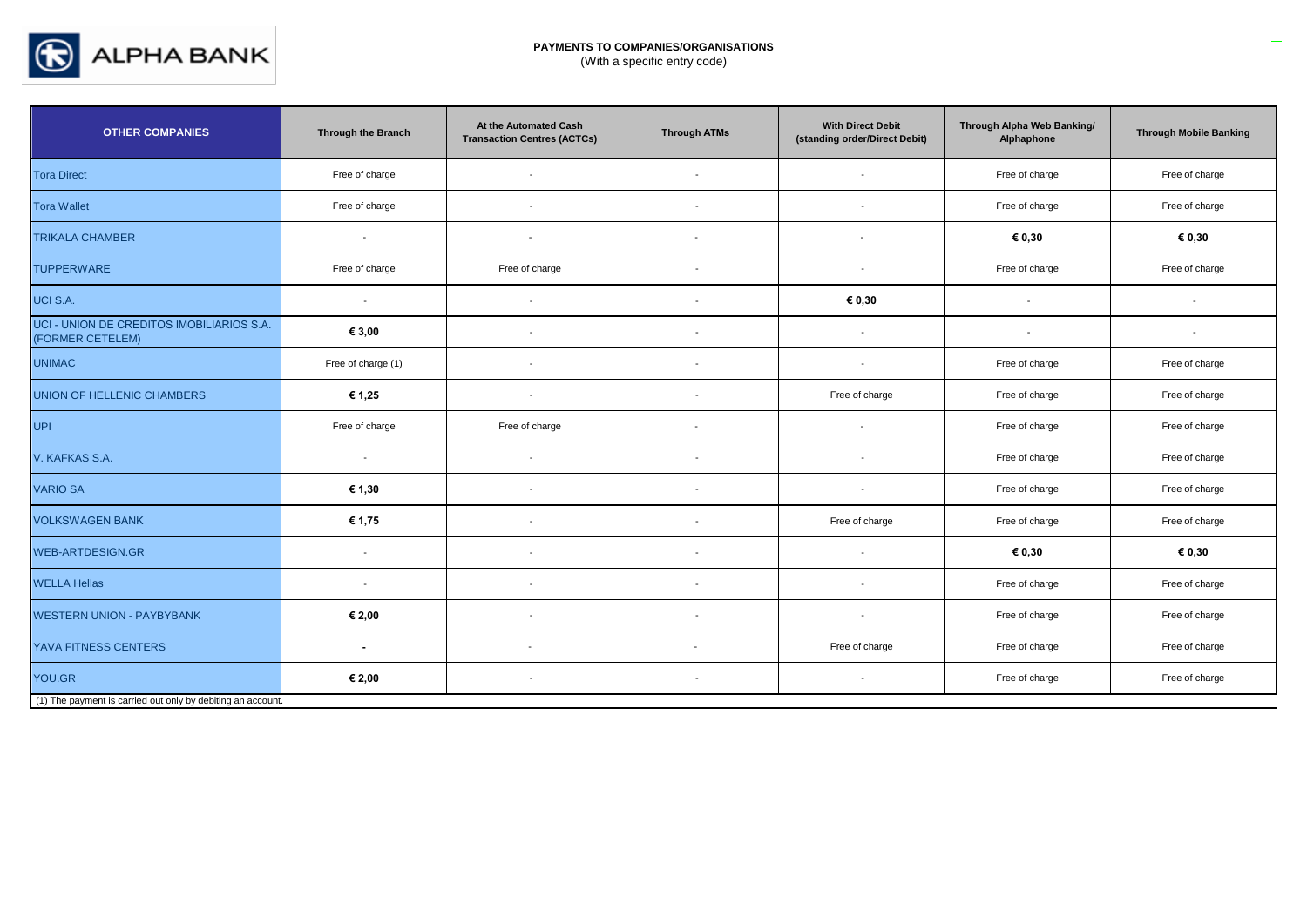**PAYMENTS TO COMPANIES/ORGANISATIONS**
(With a specific entry code)

| OTHER COMPANIES | Through the Branch | At the Automated Cash Transaction Centres (ACTCs) | Through ATMs | With Direct Debit (standing order/Direct Debit) | Through Alpha Web Banking/ Alphaphone | Through Mobile Banking |
|---|---|---|---|---|---|---|
| Tora Direct | Free of charge | - | - | - | Free of charge | Free of charge |
| Tora Wallet | Free of charge | - | - | - | Free of charge | Free of charge |
| TRIKALA CHAMBER | - | - | - | - | **€ 0,30** | **€ 0,30** |
| TUPPERWARE | Free of charge | Free of charge | - | - | Free of charge | Free of charge |
| UCI S.A. | - | - | - | **€ 0,30** | - | - |
| UCI - UNION DE CREDITOS IMOBILIARIOS S.A. (FORMER CETELEM) | **€ 3,00** | - | - | - | - | - |
| UNIMAC | Free of charge (1) | - | - | - | Free of charge | Free of charge |
| UNION OF HELLENIC CHAMBERS | **€ 1,25** | - | - | Free of charge | Free of charge | Free of charge |
| UPI | Free of charge | Free of charge | - | - | Free of charge | Free of charge |
| V. KAFKAS S.A. | - | - | - | - | Free of charge | Free of charge |
| VARIO SA | **€ 1,30** | - | - | - | Free of charge | Free of charge |
| VOLKSWAGEN BANK | **€ 1,75** | - | - | Free of charge | Free of charge | Free of charge |
| WEB-ARTDESIGN.GR | - | - | - | - | **€ 0,30** | **€ 0,30** |
| WELLA Hellas | - | - | - | - | Free of charge | Free of charge |
| WESTERN UNION - PAYBYBANK | **€ 2,00** | - | - | - | Free of charge | Free of charge |
| YAVA FITNESS CENTERS | - | - | - | Free of charge | Free of charge | Free of charge |
| YOU.GR | **€ 2,00** | - | - | - | Free of charge | Free of charge |

(1) The payment is carried out only by debiting an account.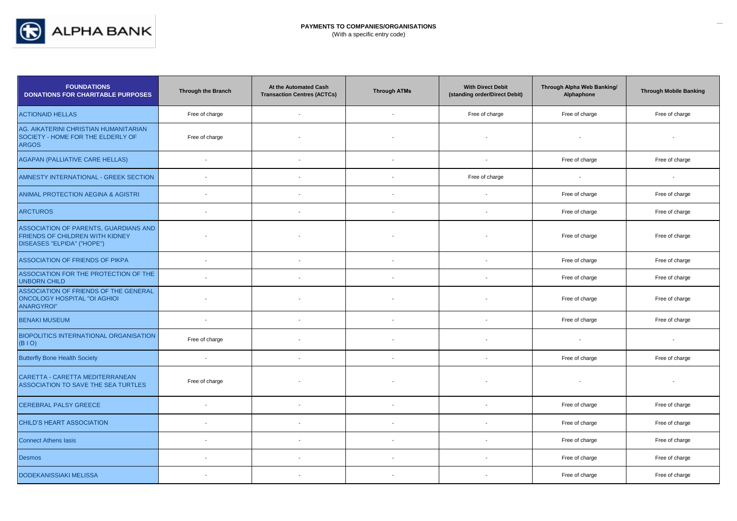**PAYMENTS TO COMPANIES/ORGANISATIONS**
(With a specific entry code)

| FOUNDATIONS DONATIONS FOR CHARITABLE PURPOSES | Through the Branch | At the Automated Cash Transaction Centres (ACTCs) | Through ATMs | With Direct Debit (standing order/Direct Debit) | Through Alpha Web Banking/ Alphaphone | Through Mobile Banking |
|---|---|---|---|---|---|---|
| ACTIONAID HELLAS | Free of charge | - | - | Free of charge | Free of charge | Free of charge |
| AG. AIKATERINI CHRISTIAN HUMANITARIAN SOCIETY - HOME FOR THE ELDERLY OF ARGOS | Free of charge | - | - | - | - | - |
| AGAPAN (PALLIATIVE CARE HELLAS) | - | - | - | - | Free of charge | Free of charge |
| AMNESTY INTERNATIONAL - GREEK SECTION | - | - | - | Free of charge | - | - |
| ANIMAL PROTECTION AEGINA & AGISTRI | - | - | - | - | Free of charge | Free of charge |
| ARCTUROS | - | - | - | - | Free of charge | Free of charge |
| ASSOCIATION OF PARENTS, GUARDIANS AND FRIENDS OF CHILDREN WITH KIDNEY DISEASES "ELPIDA" ("HOPE") | - | - | - | - | Free of charge | Free of charge |
| ASSOCIATION OF FRIENDS OF PIKPA | - | - | - | - | Free of charge | Free of charge |
| ASSOCIATION FOR THE PROTECTION OF THE UNBORN CHILD | - | - | - | - | Free of charge | Free of charge |
| ASSOCIATION OF FRIENDS OF THE GENERAL ONCOLOGY HOSPITAL "OI AGHIOI ANARGYROI" | - | - | - | - | Free of charge | Free of charge |
| BENAKI MUSEUM | - | - | - | - | Free of charge | Free of charge |
| BIOPOLITICS INTERNATIONAL ORGANISATION (B I O) | Free of charge | - | - | - | - | - |
| Butterfly Bone Health Society | - | - | - | - | Free of charge | Free of charge |
| CARETTA - CARETTA MEDITERRANEAN ASSOCIATION TO SAVE THE SEA TURTLES | Free of charge | - | - | - | - | - |
| CEREBRAL PALSY GREECE | - | - | - | - | Free of charge | Free of charge |
| CHILD'S HEART ASSOCIATION | - | - | - | - | Free of charge | Free of charge |
| Connect Athens Iasis | - | - | - | - | Free of charge | Free of charge |
| Desmos | - | - | - | - | Free of charge | Free of charge |
| DODEKANISSIAKI MELISSA | - | - | - | - | Free of charge | Free of charge |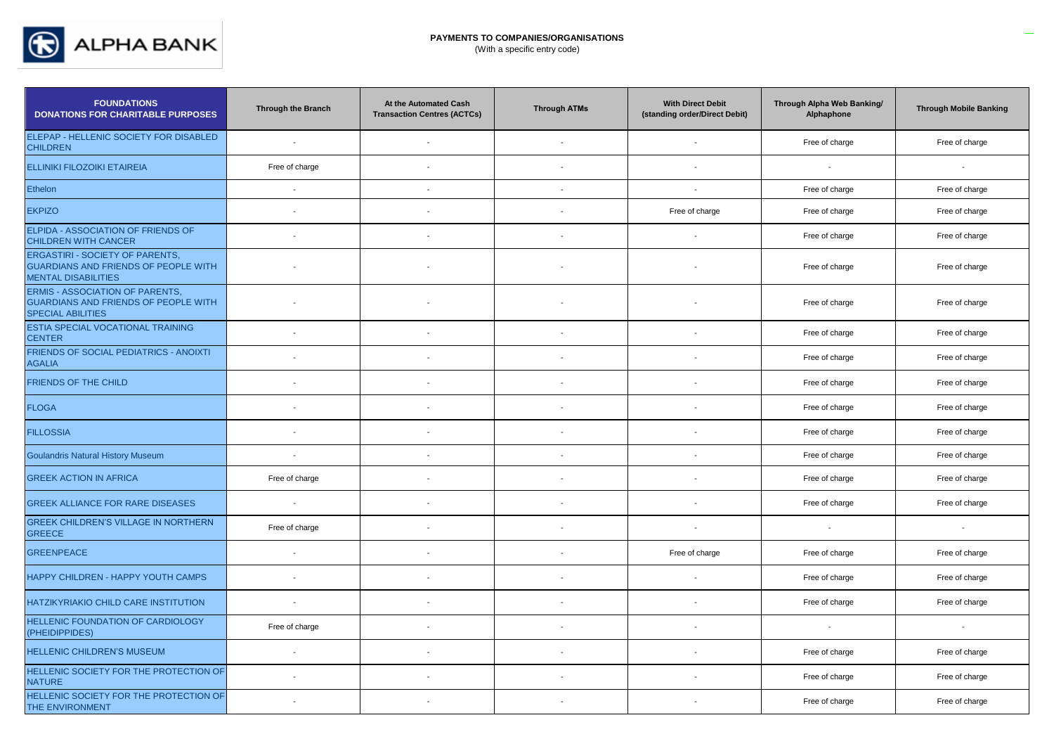**PAYMENTS TO COMPANIES/ORGANISATIONS**
(With a specific entry code)

| FOUNDATIONS DONATIONS FOR CHARITABLE PURPOSES | Through the Branch | At the Automated Cash Transaction Centres (ACTCs) | Through ATMs | With Direct Debit (standing order/Direct Debit) | Through Alpha Web Banking/ Alphaphone | Through Mobile Banking |
|---|---|---|---|---|---|---|
| ELEPAP - HELLENIC SOCIETY FOR DISABLED CHILDREN | - | - | - | - | Free of charge | Free of charge |
| ELLINIKI FILOZOIKI ETAIREIA | Free of charge | - | - | - | - | - |
| Ethelon | - | - | - | - | Free of charge | Free of charge |
| EKPIZO | - | - | - | Free of charge | Free of charge | Free of charge |
| ELPIDA - ASSOCIATION OF FRIENDS OF CHILDREN WITH CANCER | - | - | - | - | Free of charge | Free of charge |
| ERGASTIRI - SOCIETY OF PARENTS, GUARDIANS AND FRIENDS OF PEOPLE WITH MENTAL DISABILITIES | - | - | - | - | Free of charge | Free of charge |
| ERMIS - ASSOCIATION OF PARENTS, GUARDIANS AND FRIENDS OF PEOPLE WITH SPECIAL ABILITIES | - | - | - | - | Free of charge | Free of charge |
| ESTIA SPECIAL VOCATIONAL TRAINING CENTER | - | - | - | - | Free of charge | Free of charge |
| FRIENDS OF SOCIAL PEDIATRICS - ANOIXTI AGALIA | - | - | - | - | Free of charge | Free of charge |
| FRIENDS OF THE CHILD | - | - | - | - | Free of charge | Free of charge |
| FLOGA | - | - | - | - | Free of charge | Free of charge |
| FILLOSSIA | - | - | - | - | Free of charge | Free of charge |
| Goulandris Natural History Museum | - | - | - | - | Free of charge | Free of charge |
| GREEK ACTION IN AFRICA | Free of charge | - | - | - | Free of charge | Free of charge |
| GREEK ALLIANCE FOR RARE DISEASES | - | - | - | - | Free of charge | Free of charge |
| GREEK CHILDREN'S VILLAGE IN NORTHERN GREECE | Free of charge | - | - | - | - | - |
| GREENPEACE | - | - | - | Free of charge | Free of charge | Free of charge |
| HAPPY CHILDREN - HAPPY YOUTH CAMPS | - | - | - | - | Free of charge | Free of charge |
| HATZIKYRIAKIO CHILD CARE INSTITUTION | - | - | - | - | Free of charge | Free of charge |
| HELLENIC FOUNDATION OF CARDIOLOGY (PHEIDIPPIDES) | Free of charge | - | - | - | - | - |
| HELLENIC CHILDREN'S MUSEUM | - | - | - | - | Free of charge | Free of charge |
| HELLENIC SOCIETY FOR THE PROTECTION OF NATURE | - | - | - | - | Free of charge | Free of charge |
| HELLENIC SOCIETY FOR THE PROTECTION OF THE ENVIRONMENT | - | - | - | - | Free of charge | Free of charge |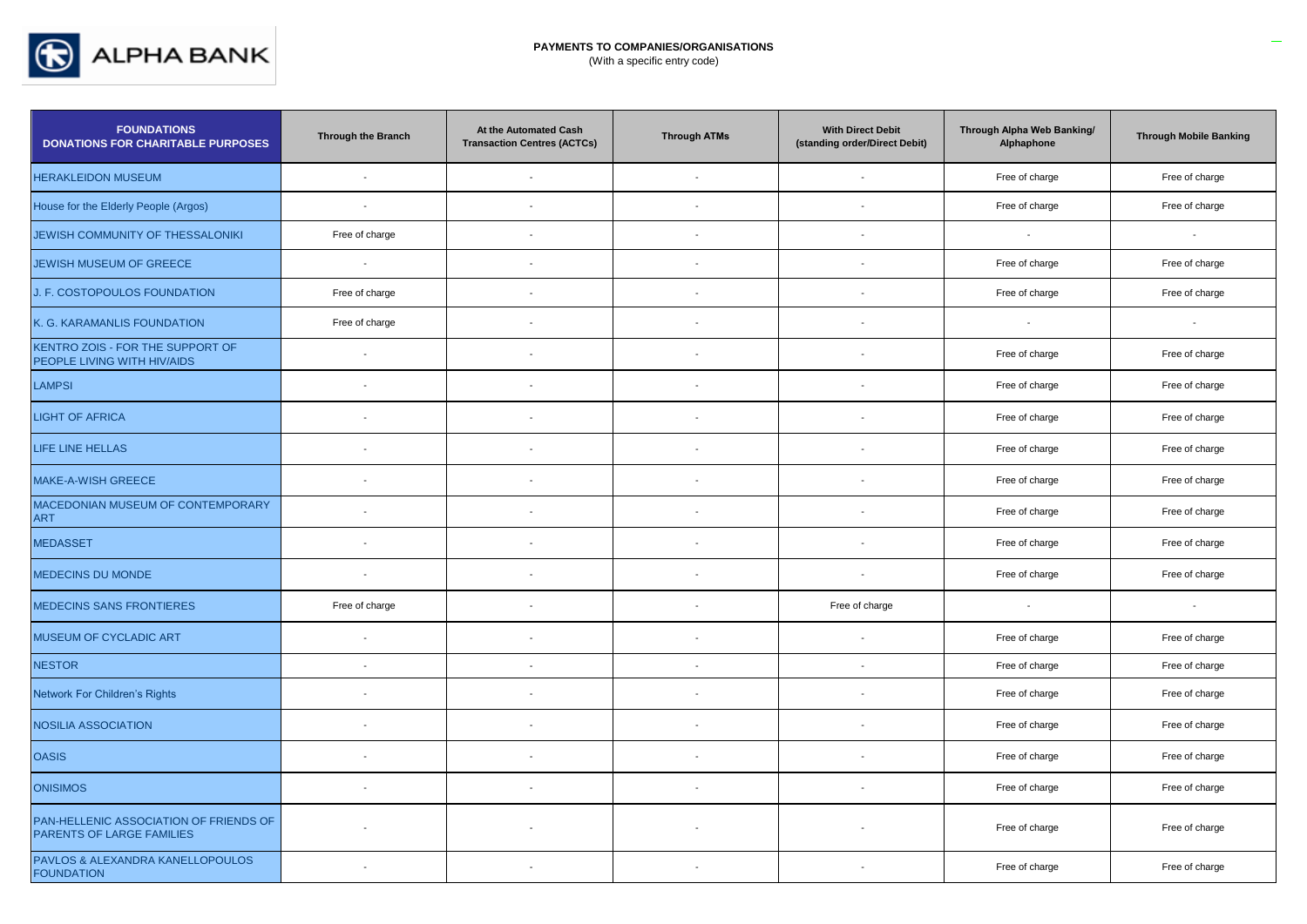**PAYMENTS TO COMPANIES/ORGANISATIONS**
(With a specific entry code)

| FOUNDATIONS DONATIONS FOR CHARITABLE PURPOSES | Through the Branch | At the Automated Cash Transaction Centres (ACTCs) | Through ATMs | With Direct Debit (standing order/Direct Debit) | Through Alpha Web Banking/ Alphaphone | Through Mobile Banking |
|---|---|---|---|---|---|---|
| HERAKLEIDON MUSEUM | - | - | - | - | Free of charge | Free of charge |
| House for the Elderly People (Argos) | - | - | - | - | Free of charge | Free of charge |
| JEWISH COMMUNITY OF THESSALONIKI | Free of charge | - | - | - | - | - |
| JEWISH MUSEUM OF GREECE | - | - | - | - | Free of charge | Free of charge |
| J. F. COSTOPOULOS FOUNDATION | Free of charge | - | - | - | Free of charge | Free of charge |
| K. G. KARAMANLIS FOUNDATION | Free of charge | - | - | - | - | - |
| KENTRO ZOIS - FOR THE SUPPORT OF PEOPLE LIVING WITH HIV/AIDS | - | - | - | - | Free of charge | Free of charge |
| LAMPSI | - | - | - | - | Free of charge | Free of charge |
| LIGHT OF AFRICA | - | - | - | - | Free of charge | Free of charge |
| LIFE LINE HELLAS | - | - | - | - | Free of charge | Free of charge |
| MAKE-A-WISH GREECE | - | - | - | - | Free of charge | Free of charge |
| MACEDONIAN MUSEUM OF CONTEMPORARY ART | - | - | - | - | Free of charge | Free of charge |
| MEDASSET | - | - | - | - | Free of charge | Free of charge |
| MEDECINS DU MONDE | - | - | - | - | Free of charge | Free of charge |
| MEDECINS SANS FRONTIERES | Free of charge | - | - | Free of charge | - | - |
| MUSEUM OF CYCLADIC ART | - | - | - | - | Free of charge | Free of charge |
| NESTOR | - | - | - | - | Free of charge | Free of charge |
| Network For Children's Rights | - | - | - | - | Free of charge | Free of charge |
| NOSILIA ASSOCIATION | - | - | - | - | Free of charge | Free of charge |
| OASIS | - | - | - | - | Free of charge | Free of charge |
| ONISIMOS | - | - | - | - | Free of charge | Free of charge |
| PAN-HELLENIC ASSOCIATION OF FRIENDS OF PARENTS OF LARGE FAMILIES | - | - | - | - | Free of charge | Free of charge |
| PAVLOS & ALEXANDRA KANELLOPOULOS FOUNDATION | - | - | - | - | Free of charge | Free of charge |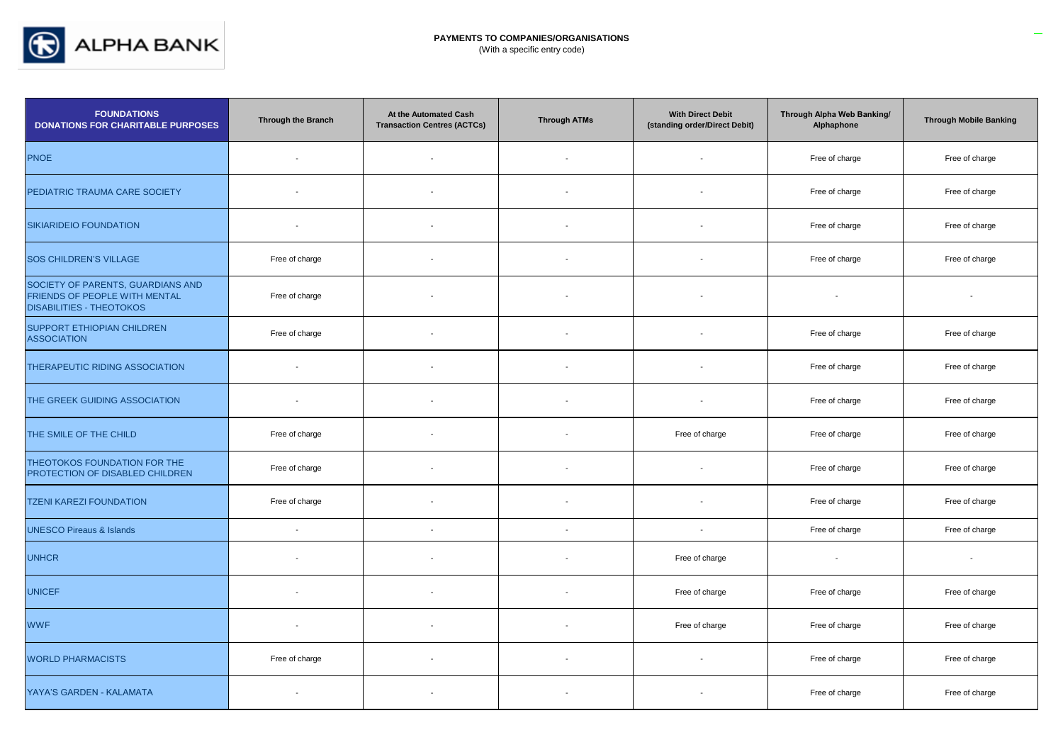**PAYMENTS TO COMPANIES/ORGANISATIONS**
(With a specific entry code)

| FOUNDATIONS DONATIONS FOR CHARITABLE PURPOSES | Through the Branch | At the Automated Cash Transaction Centres (ACTCs) | Through ATMs | With Direct Debit (standing order/Direct Debit) | Through Alpha Web Banking/ Alphaphone | Through Mobile Banking |
|---|---|---|---|---|---|---|
| PNOE | - | - | - | - | Free of charge | Free of charge |
| PEDIATRIC TRAUMA CARE SOCIETY | - | - | - | - | Free of charge | Free of charge |
| SIKIARIDEIO FOUNDATION | - | - | - | - | Free of charge | Free of charge |
| SOS CHILDREN'S VILLAGE | Free of charge | - | - | - | Free of charge | Free of charge |
| SOCIETY OF PARENTS, GUARDIANS AND FRIENDS OF PEOPLE WITH MENTAL DISABILITIES - THEOTOKOS | Free of charge | - | - | - | - | - |
| SUPPORT ETHIOPIAN CHILDREN ASSOCIATION | Free of charge | - | - | - | Free of charge | Free of charge |
| THERAPEUTIC RIDING ASSOCIATION | - | - | - | - | Free of charge | Free of charge |
| THE GREEK GUIDING ASSOCIATION | - | - | - | - | Free of charge | Free of charge |
| THE SMILE OF THE CHILD | Free of charge | - | - | Free of charge | Free of charge | Free of charge |
| THEOTOKOS FOUNDATION FOR THE PROTECTION OF DISABLED CHILDREN | Free of charge | - | - | - | Free of charge | Free of charge |
| TZENI KAREZI FOUNDATION | Free of charge | - | - | - | Free of charge | Free of charge |
| UNESCO Pireaus & Islands | - | - | - | - | Free of charge | Free of charge |
| UNHCR | - | - | - | Free of charge | - | - |
| UNICEF | - | - | - | Free of charge | Free of charge | Free of charge |
| WWF | - | - | - | Free of charge | Free of charge | Free of charge |
| WORLD PHARMACISTS | Free of charge | - | - | - | Free of charge | Free of charge |
| YAYA'S GARDEN - KALAMATA | - | - | - | - | Free of charge | Free of charge |